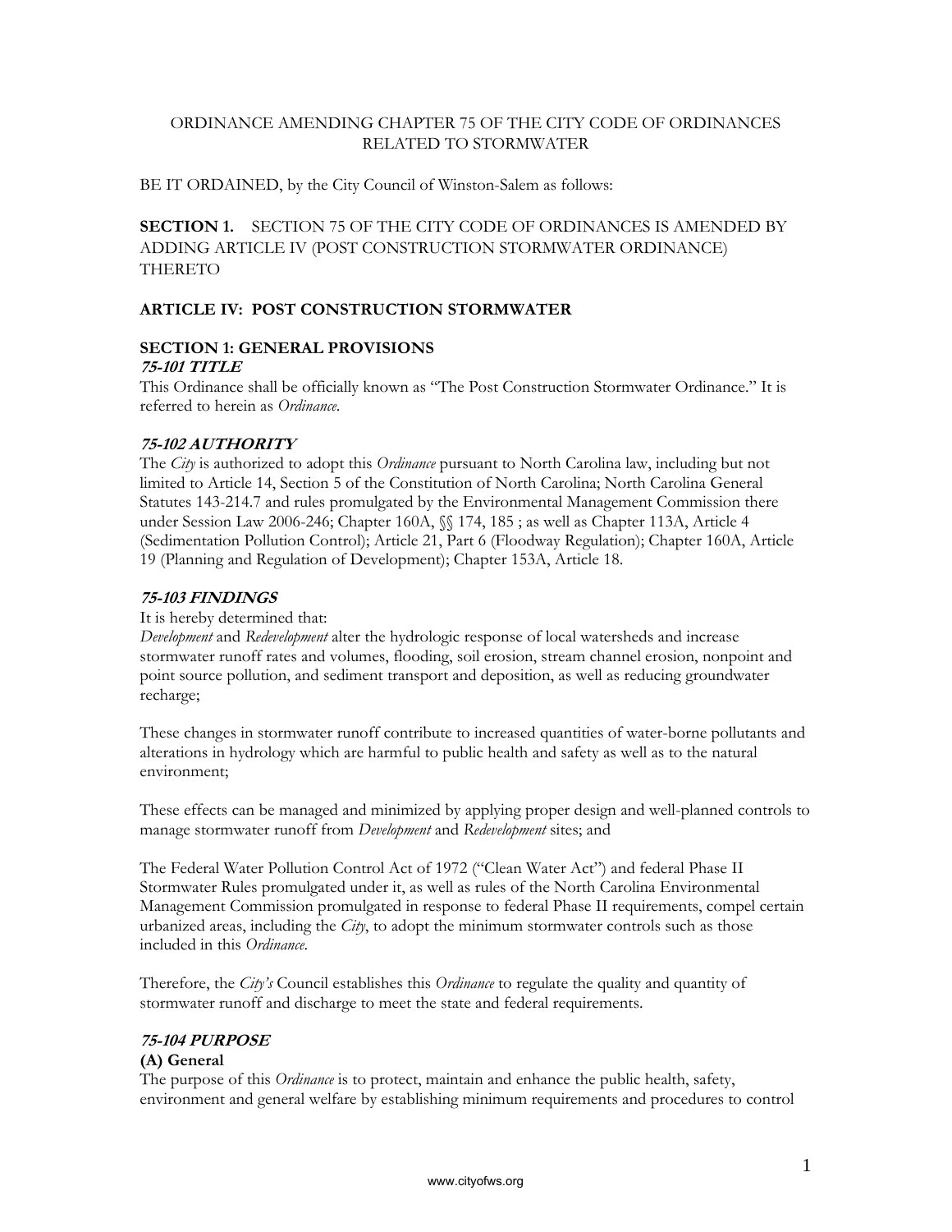ORDINANCE AMENDING CHAPTER 75 OF THE CITY CODE OF ORDINANCES RELATED TO STORMWATER

BE IT ORDAINED, by the City Council of Winston-Salem as follows:

**SECTION 1.** SECTION 75 OF THE CITY CODE OF ORDINANCES IS AMENDED BY ADDING ARTICLE IV (POST CONSTRUCTION STORMWATER ORDINANCE) THERETO

## ARTICLE IV: POST CONSTRUCTION STORMWATER

### SECTION 1: GENERAL PROVISIONS

#### *75-101 TITLE*

This Ordinance shall be officially known as "The Post Construction Stormwater Ordinance." It is referred to herein as *Ordinance*.

#### *75-102 AUTHORITY*

The *City* is authorized to adopt this *Ordinance* pursuant to North Carolina law, including but not limited to Article 14, Section 5 of the Constitution of North Carolina; North Carolina General Statutes 143-214.7 and rules promulgated by the Environmental Management Commission there under Session Law 2006-246; Chapter 160A, §§ 174, 185 ; as well as Chapter 113A, Article 4 (Sedimentation Pollution Control); Article 21, Part 6 (Floodway Regulation); Chapter 160A, Article 19 (Planning and Regulation of Development); Chapter 153A, Article 18.

#### *75-103 FINDINGS*

It is hereby determined that:

*Development* and *Redevelopment* alter the hydrologic response of local watersheds and increase stormwater runoff rates and volumes, flooding, soil erosion, stream channel erosion, nonpoint and point source pollution, and sediment transport and deposition, as well as reducing groundwater recharge;

These changes in stormwater runoff contribute to increased quantities of water-borne pollutants and alterations in hydrology which are harmful to public health and safety as well as to the natural environment;

These effects can be managed and minimized by applying proper design and well-planned controls to manage stormwater runoff from *Development* and *Redevelopment* sites; and

The Federal Water Pollution Control Act of 1972 ("Clean Water Act") and federal Phase II Stormwater Rules promulgated under it, as well as rules of the North Carolina Environmental Management Commission promulgated in response to federal Phase II requirements, compel certain urbanized areas, including the *City*, to adopt the minimum stormwater controls such as those included in this *Ordinance*.

Therefore, the *City's* Council establishes this *Ordinance* to regulate the quality and quantity of stormwater runoff and discharge to meet the state and federal requirements.

#### *75-104 PURPOSE*

**(A) General**

The purpose of this *Ordinance* is to protect, maintain and enhance the public health, safety, environment and general welfare by establishing minimum requirements and procedures to control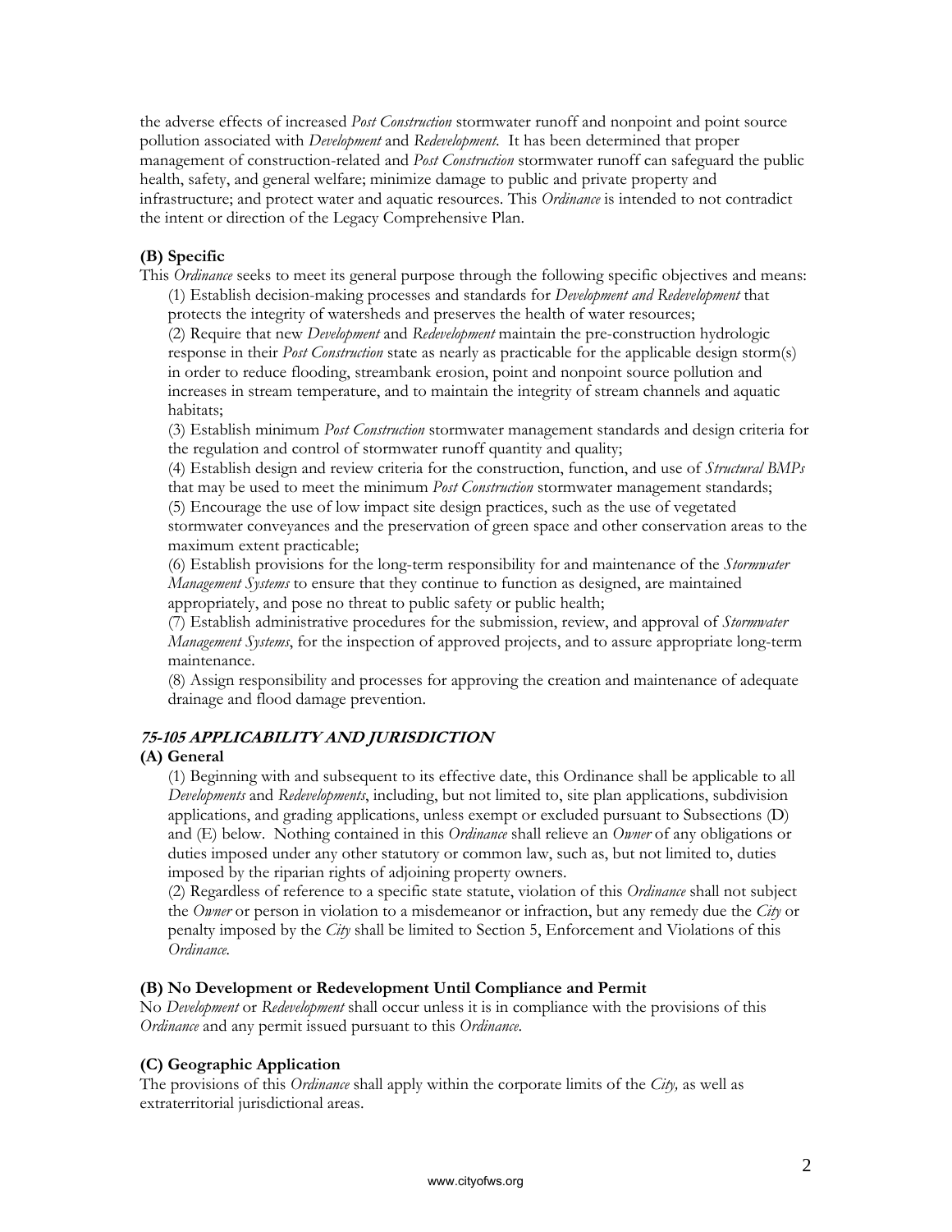the adverse effects of increased *Post Construction* stormwater runoff and nonpoint and point source pollution associated with *Development* and *Redevelopment.* It has been determined that proper management of construction-related and *Post Construction* stormwater runoff can safeguard the public health, safety, and general welfare; minimize damage to public and private property and infrastructure; and protect water and aquatic resources. This *Ordinance* is intended to not contradict the intent or direction of the Legacy Comprehensive Plan.

**(B) Specific**

This *Ordinance* seeks to meet its general purpose through the following specific objectives and means:

(1) Establish decision-making processes and standards for *Development and Redevelopment* that protects the integrity of watersheds and preserves the health of water resources;

(2) Require that new *Development* and *Redevelopment* maintain the pre-construction hydrologic response in their *Post Construction* state as nearly as practicable for the applicable design storm(s) in order to reduce flooding, streambank erosion, point and nonpoint source pollution and increases in stream temperature, and to maintain the integrity of stream channels and aquatic habitats;

(3) Establish minimum *Post Construction* stormwater management standards and design criteria for the regulation and control of stormwater runoff quantity and quality;

(4) Establish design and review criteria for the construction, function, and use of *Structural BMPs* that may be used to meet the minimum *Post Construction* stormwater management standards;

(5) Encourage the use of low impact site design practices, such as the use of vegetated stormwater conveyances and the preservation of green space and other conservation areas to the maximum extent practicable;

(6) Establish provisions for the long-term responsibility for and maintenance of the *Stormwater Management Systems* to ensure that they continue to function as designed, are maintained appropriately, and pose no threat to public safety or public health;

(7) Establish administrative procedures for the submission, review, and approval of *Stormwater Management Systems*, for the inspection of approved projects, and to assure appropriate long-term maintenance.

(8) Assign responsibility and processes for approving the creation and maintenance of adequate drainage and flood damage prevention.

### *75-105 APPLICABILITY AND JURISDICTION*

**(A) General**

(1) Beginning with and subsequent to its effective date, this Ordinance shall be applicable to all *Developments* and *Redevelopments*, including, but not limited to, site plan applications, subdivision applications, and grading applications, unless exempt or excluded pursuant to Subsections (D) and (E) below. Nothing contained in this *Ordinance* shall relieve an *Owner* of any obligations or duties imposed under any other statutory or common law, such as, but not limited to, duties imposed by the riparian rights of adjoining property owners.

(2) Regardless of reference to a specific state statute, violation of this *Ordinance* shall not subject the *Owner* or person in violation to a misdemeanor or infraction, but any remedy due the *City* or penalty imposed by the *City* shall be limited to Section 5, Enforcement and Violations of this *Ordinance.*

**(B) No Development or Redevelopment Until Compliance and Permit**

No *Development* or *Redevelopment* shall occur unless it is in compliance with the provisions of this *Ordinance* and any permit issued pursuant to this *Ordinance.*

**(C) Geographic Application**

The provisions of this *Ordinance* shall apply within the corporate limits of the *City,* as well as extraterritorial jurisdictional areas.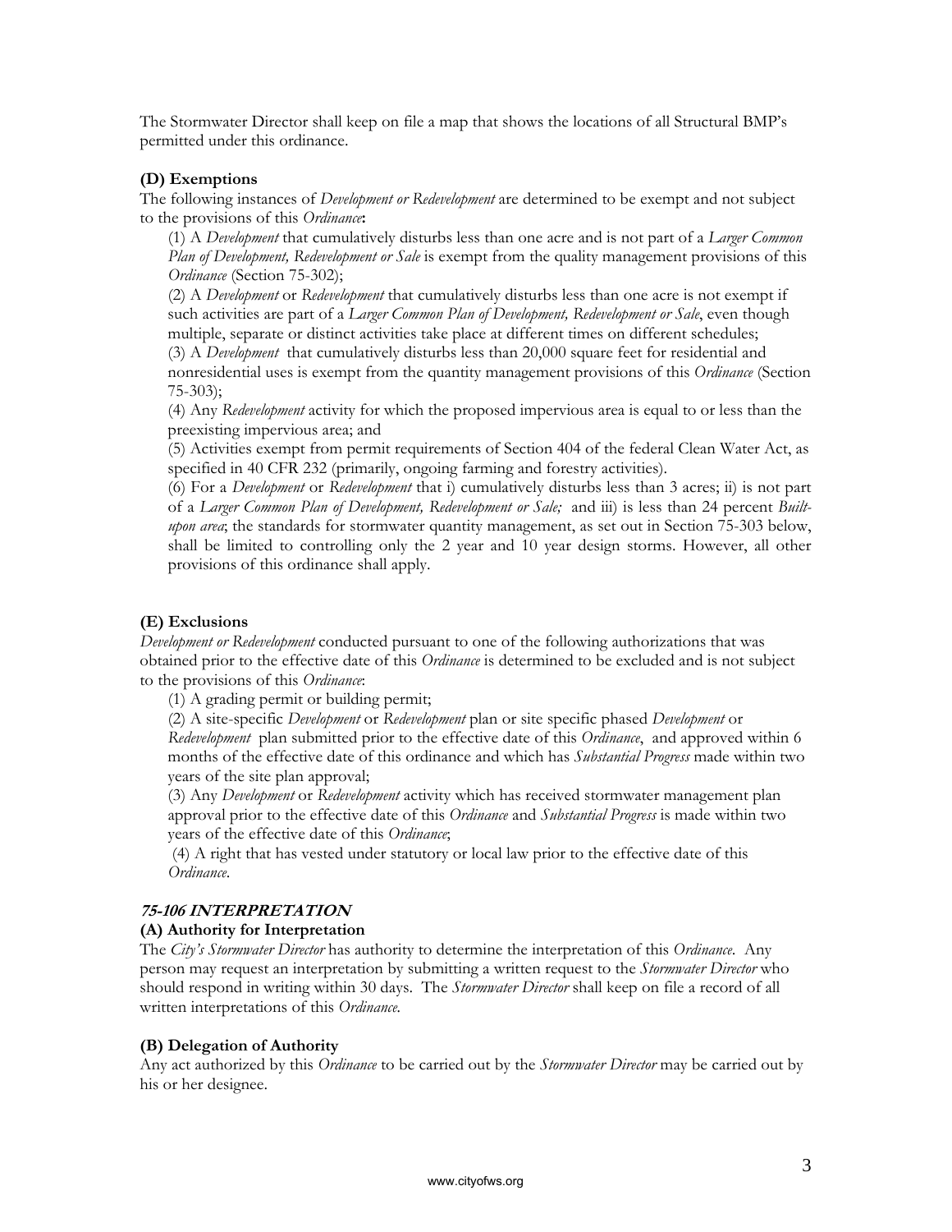The Stormwater Director shall keep on file a map that shows the locations of all Structural BMP's permitted under this ordinance.

**(D) Exemptions**

The following instances of *Development or Redevelopment* are determined to be exempt and not subject to the provisions of this *Ordinance***:**

(1) A *Development* that cumulatively disturbs less than one acre and is not part of a *Larger Common Plan of Development, Redevelopment or Sale* is exempt from the quality management provisions of this *Ordinance* (Section 75-302);

(2) A *Development* or *Redevelopment* that cumulatively disturbs less than one acre is not exempt if such activities are part of a *Larger Common Plan of Development, Redevelopment or Sale*, even though multiple, separate or distinct activities take place at different times on different schedules;

(3) A *Development* that cumulatively disturbs less than 20,000 square feet for residential and nonresidential uses is exempt from the quantity management provisions of this *Ordinance* (Section 75-303);

(4) Any *Redevelopment* activity for which the proposed impervious area is equal to or less than the preexisting impervious area; and

(5) Activities exempt from permit requirements of Section 404 of the federal Clean Water Act, as specified in 40 CFR 232 (primarily, ongoing farming and forestry activities).

(6) For a *Development* or *Redevelopment* that i) cumulatively disturbs less than 3 acres; ii) is not part of a *Larger Common Plan of Development, Redevelopment or Sale;* and iii) is less than 24 percent *Built-upon area*; the standards for stormwater quantity management, as set out in Section 75-303 below, shall be limited to controlling only the 2 year and 10 year design storms. However, all other provisions of this ordinance shall apply.

**(E) Exclusions**

*Development or Redevelopment* conducted pursuant to one of the following authorizations that was obtained prior to the effective date of this *Ordinance* is determined to be excluded and is not subject to the provisions of this *Ordinance*:

(1) A grading permit or building permit;

(2) A site-specific *Development* or *Redevelopment* plan or site specific phased *Development* or *Redevelopment* plan submitted prior to the effective date of this *Ordinance*, and approved within 6 months of the effective date of this ordinance and which has *Substantial Progress* made within two years of the site plan approval;

(3) Any *Development* or *Redevelopment* activity which has received stormwater management plan approval prior to the effective date of this *Ordinance* and *Substantial Progress* is made within two years of the effective date of this *Ordinance*;

(4) A right that has vested under statutory or local law prior to the effective date of this *Ordinance*.

### ***75-106 INTERPRETATION***

**(A) Authority for Interpretation**

The *City's Stormwater Director* has authority to determine the interpretation of this *Ordinance*. Any person may request an interpretation by submitting a written request to the *Stormwater Director* who should respond in writing within 30 days. The *Stormwater Director* shall keep on file a record of all written interpretations of this *Ordinance*.

**(B) Delegation of Authority**

Any act authorized by this *Ordinance* to be carried out by the *Stormwater Director* may be carried out by his or her designee.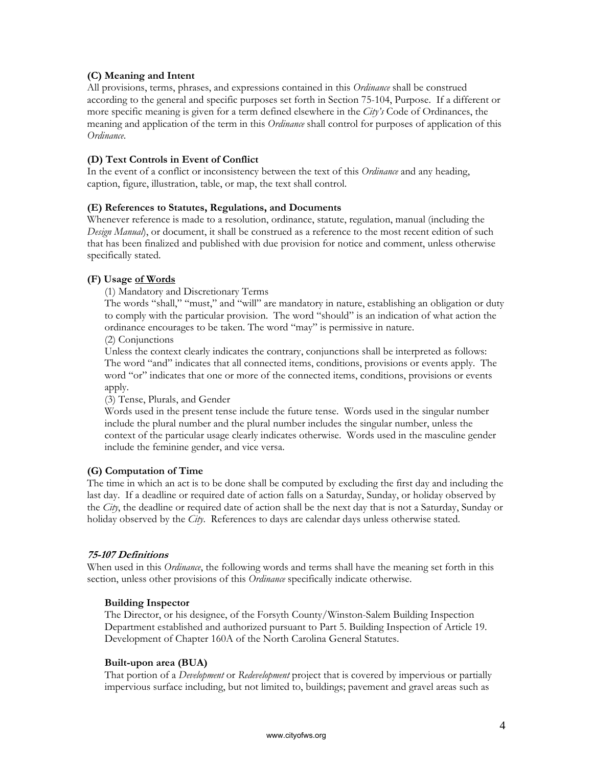**(C) Meaning and Intent**

All provisions, terms, phrases, and expressions contained in this *Ordinance* shall be construed according to the general and specific purposes set forth in Section 75-104, Purpose. If a different or more specific meaning is given for a term defined elsewhere in the *City's* Code of Ordinances, the meaning and application of the term in this *Ordinance* shall control for purposes of application of this *Ordinance*.

**(D) Text Controls in Event of Conflict**

In the event of a conflict or inconsistency between the text of this *Ordinance* and any heading, caption, figure, illustration, table, or map, the text shall control.

**(E) References to Statutes, Regulations, and Documents**

Whenever reference is made to a resolution, ordinance, statute, regulation, manual (including the *Design Manual*), or document, it shall be construed as a reference to the most recent edition of such that has been finalized and published with due provision for notice and comment, unless otherwise specifically stated.

**(F) Usage of Words**

(1) Mandatory and Discretionary Terms

The words "shall," "must," and "will" are mandatory in nature, establishing an obligation or duty to comply with the particular provision. The word "should" is an indication of what action the ordinance encourages to be taken. The word "may" is permissive in nature.

(2) Conjunctions

Unless the context clearly indicates the contrary, conjunctions shall be interpreted as follows: The word "and" indicates that all connected items, conditions, provisions or events apply. The word "or" indicates that one or more of the connected items, conditions, provisions or events apply.

(3) Tense, Plurals, and Gender

Words used in the present tense include the future tense. Words used in the singular number include the plural number and the plural number includes the singular number, unless the context of the particular usage clearly indicates otherwise. Words used in the masculine gender include the feminine gender, and vice versa.

**(G) Computation of Time**

The time in which an act is to be done shall be computed by excluding the first day and including the last day. If a deadline or required date of action falls on a Saturday, Sunday, or holiday observed by the *City*, the deadline or required date of action shall be the next day that is not a Saturday, Sunday or holiday observed by the *City*. References to days are calendar days unless otherwise stated.

### *75-107 Definitions*

When used in this *Ordinance*, the following words and terms shall have the meaning set forth in this section, unless other provisions of this *Ordinance* specifically indicate otherwise.

**Building Inspector**

The Director, or his designee, of the Forsyth County/Winston-Salem Building Inspection Department established and authorized pursuant to Part 5. Building Inspection of Article 19. Development of Chapter 160A of the North Carolina General Statutes.

**Built-upon area (BUA)**

That portion of a *Development* or *Redevelopment* project that is covered by impervious or partially impervious surface including, but not limited to, buildings; pavement and gravel areas such as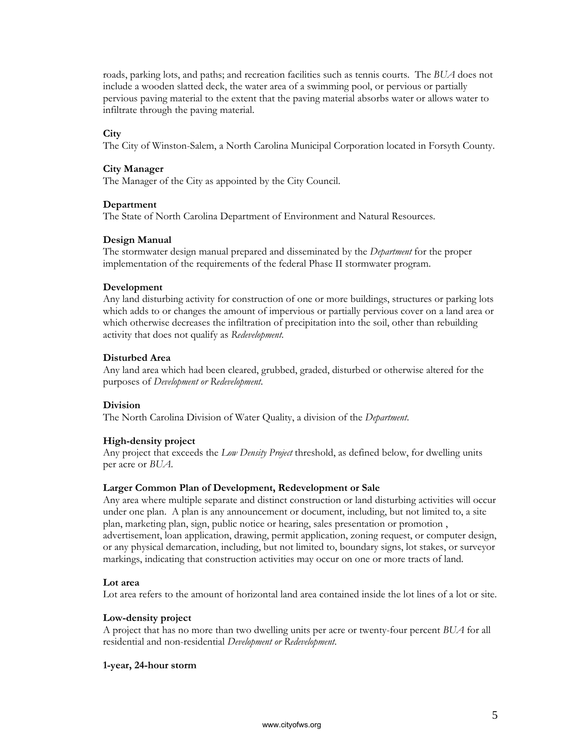roads, parking lots, and paths; and recreation facilities such as tennis courts. The *BUA* does not include a wooden slatted deck, the water area of a swimming pool, or pervious or partially pervious paving material to the extent that the paving material absorbs water or allows water to infiltrate through the paving material.

**City**
The City of Winston-Salem, a North Carolina Municipal Corporation located in Forsyth County.

**City Manager**
The Manager of the City as appointed by the City Council.

**Department**
The State of North Carolina Department of Environment and Natural Resources.

**Design Manual**
The stormwater design manual prepared and disseminated by the *Department* for the proper implementation of the requirements of the federal Phase II stormwater program.

**Development**
Any land disturbing activity for construction of one or more buildings, structures or parking lots which adds to or changes the amount of impervious or partially pervious cover on a land area or which otherwise decreases the infiltration of precipitation into the soil, other than rebuilding activity that does not qualify as *Redevelopment.*

**Disturbed Area**
Any land area which had been cleared, grubbed, graded, disturbed or otherwise altered for the purposes of *Development or Redevelopment*.

**Division**
The North Carolina Division of Water Quality, a division of the *Department*.

**High-density project**
Any project that exceeds the *Low Density Project* threshold, as defined below, for dwelling units per acre or *BUA*.

**Larger Common Plan of Development, Redevelopment or Sale**
Any area where multiple separate and distinct construction or land disturbing activities will occur under one plan. A plan is any announcement or document, including, but not limited to, a site plan, marketing plan, sign, public notice or hearing, sales presentation or promotion , advertisement, loan application, drawing, permit application, zoning request, or computer design, or any physical demarcation, including, but not limited to, boundary signs, lot stakes, or surveyor markings, indicating that construction activities may occur on one or more tracts of land.

**Lot area**
Lot area refers to the amount of horizontal land area contained inside the lot lines of a lot or site.

**Low-density project**
A project that has no more than two dwelling units per acre or twenty-four percent *BUA* for all residential and non-residential *Development or Redevelopment*.

**1-year, 24-hour storm**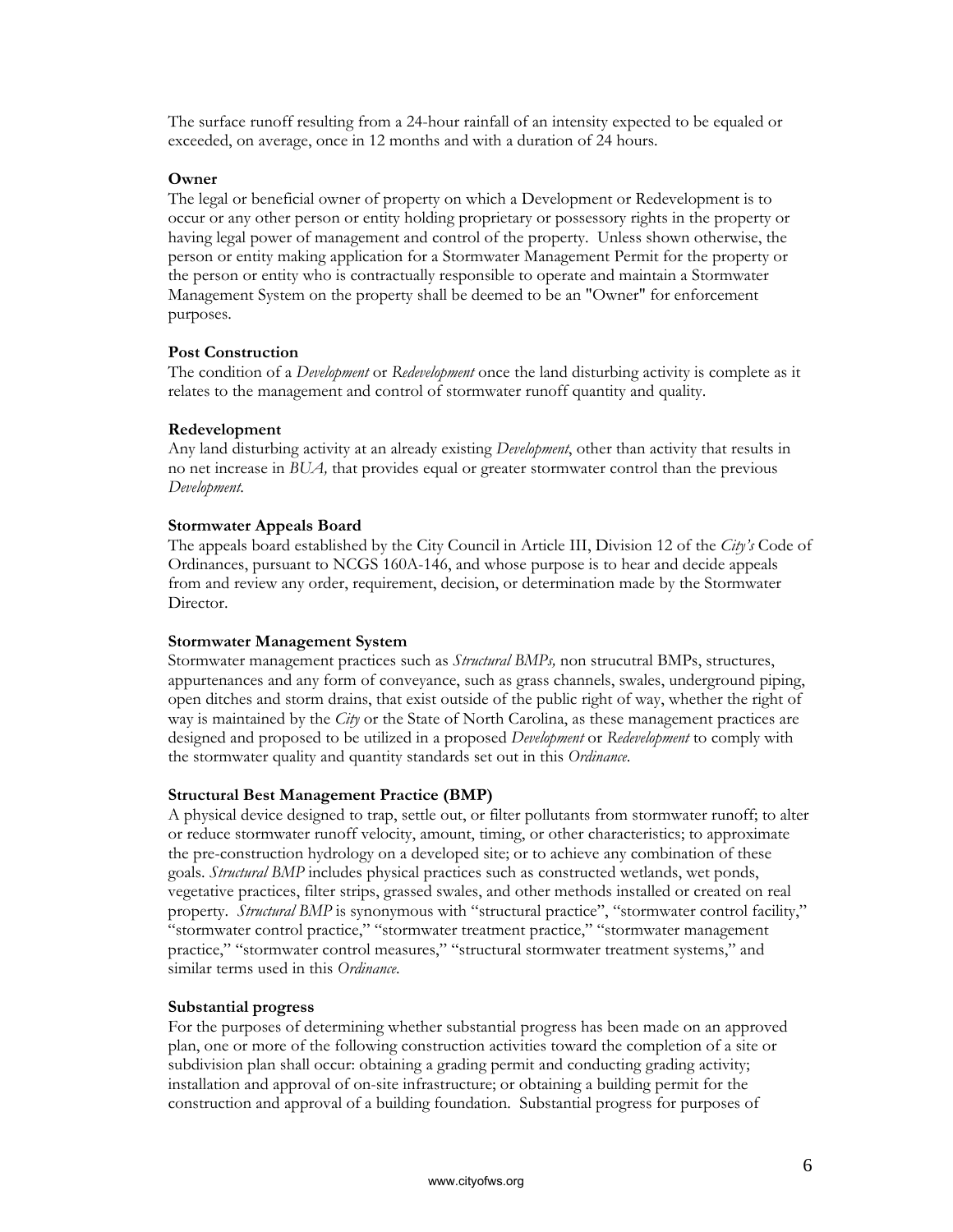The surface runoff resulting from a 24-hour rainfall of an intensity expected to be equaled or exceeded, on average, once in 12 months and with a duration of 24 hours.

**Owner**

The legal or beneficial owner of property on which a Development or Redevelopment is to occur or any other person or entity holding proprietary or possessory rights in the property or having legal power of management and control of the property. Unless shown otherwise, the person or entity making application for a Stormwater Management Permit for the property or the person or entity who is contractually responsible to operate and maintain a Stormwater Management System on the property shall be deemed to be an "Owner" for enforcement purposes.

**Post Construction**

The condition of a *Development* or *Redevelopment* once the land disturbing activity is complete as it relates to the management and control of stormwater runoff quantity and quality.

**Redevelopment**

Any land disturbing activity at an already existing *Development*, other than activity that results in no net increase in *BUA,* that provides equal or greater stormwater control than the previous *Development*.

**Stormwater Appeals Board**

The appeals board established by the City Council in Article III, Division 12 of the *City's* Code of Ordinances, pursuant to NCGS 160A-146, and whose purpose is to hear and decide appeals from and review any order, requirement, decision, or determination made by the Stormwater Director.

**Stormwater Management System**

Stormwater management practices such as *Structural BMPs,* non strucutral BMPs, structures, appurtenances and any form of conveyance, such as grass channels, swales, underground piping, open ditches and storm drains, that exist outside of the public right of way, whether the right of way is maintained by the *City* or the State of North Carolina, as these management practices are designed and proposed to be utilized in a proposed *Development* or *Redevelopment* to comply with the stormwater quality and quantity standards set out in this *Ordinance*.

**Structural Best Management Practice (BMP)**

A physical device designed to trap, settle out, or filter pollutants from stormwater runoff; to alter or reduce stormwater runoff velocity, amount, timing, or other characteristics; to approximate the pre-construction hydrology on a developed site; or to achieve any combination of these goals. *Structural BMP* includes physical practices such as constructed wetlands, wet ponds, vegetative practices, filter strips, grassed swales, and other methods installed or created on real property. *Structural BMP* is synonymous with "structural practice", "stormwater control facility," "stormwater control practice," "stormwater treatment practice," "stormwater management practice," "stormwater control measures," "structural stormwater treatment systems," and similar terms used in this *Ordinance*.

**Substantial progress**

For the purposes of determining whether substantial progress has been made on an approved plan, one or more of the following construction activities toward the completion of a site or subdivision plan shall occur: obtaining a grading permit and conducting grading activity; installation and approval of on-site infrastructure; or obtaining a building permit for the construction and approval of a building foundation. Substantial progress for purposes of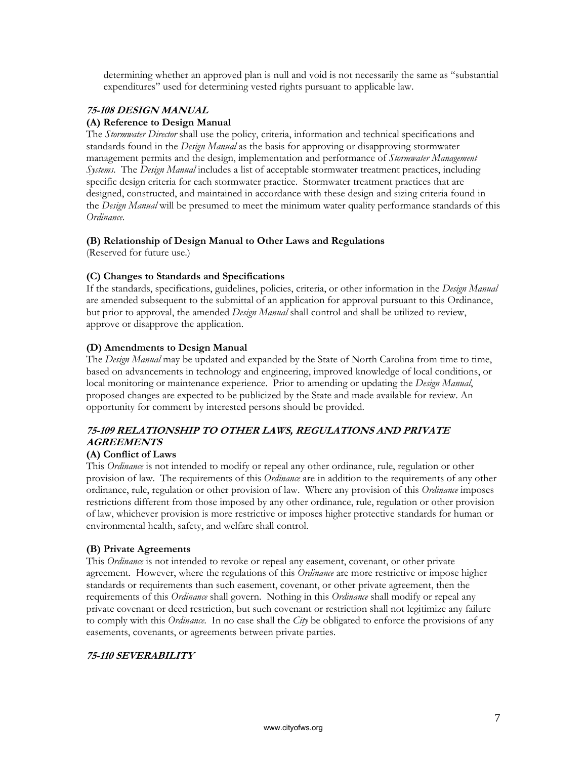determining whether an approved plan is null and void is not necessarily the same as "substantial expenditures" used for determining vested rights pursuant to applicable law.

### *75-108 DESIGN MANUAL*

**(A) Reference to Design Manual**

The *Stormwater Director* shall use the policy, criteria, information and technical specifications and standards found in the *Design Manual* as the basis for approving or disapproving stormwater management permits and the design, implementation and performance of *Stormwater Management Systems*. The *Design Manual* includes a list of acceptable stormwater treatment practices, including specific design criteria for each stormwater practice. Stormwater treatment practices that are designed, constructed, and maintained in accordance with these design and sizing criteria found in the *Design Manual* will be presumed to meet the minimum water quality performance standards of this *Ordinance*.

**(B) Relationship of Design Manual to Other Laws and Regulations**

(Reserved for future use.)

**(C) Changes to Standards and Specifications**

If the standards, specifications, guidelines, policies, criteria, or other information in the *Design Manual* are amended subsequent to the submittal of an application for approval pursuant to this Ordinance, but prior to approval, the amended *Design Manual* shall control and shall be utilized to review, approve or disapprove the application.

**(D) Amendments to Design Manual**

The *Design Manual* may be updated and expanded by the State of North Carolina from time to time, based on advancements in technology and engineering, improved knowledge of local conditions, or local monitoring or maintenance experience. Prior to amending or updating the *Design Manual*, proposed changes are expected to be publicized by the State and made available for review. An opportunity for comment by interested persons should be provided.

### *75-109 RELATIONSHIP TO OTHER LAWS, REGULATIONS AND PRIVATE AGREEMENTS*

**(A) Conflict of Laws**

This *Ordinance* is not intended to modify or repeal any other ordinance, rule, regulation or other provision of law. The requirements of this *Ordinance* are in addition to the requirements of any other ordinance, rule, regulation or other provision of law. Where any provision of this *Ordinance* imposes restrictions different from those imposed by any other ordinance, rule, regulation or other provision of law, whichever provision is more restrictive or imposes higher protective standards for human or environmental health, safety, and welfare shall control.

**(B) Private Agreements**

This *Ordinance* is not intended to revoke or repeal any easement, covenant, or other private agreement. However, where the regulations of this *Ordinance* are more restrictive or impose higher standards or requirements than such easement, covenant, or other private agreement, then the requirements of this *Ordinance* shall govern. Nothing in this *Ordinance* shall modify or repeal any private covenant or deed restriction, but such covenant or restriction shall not legitimize any failure to comply with this *Ordinance*. In no case shall the *City* be obligated to enforce the provisions of any easements, covenants, or agreements between private parties.

### *75-110 SEVERABILITY*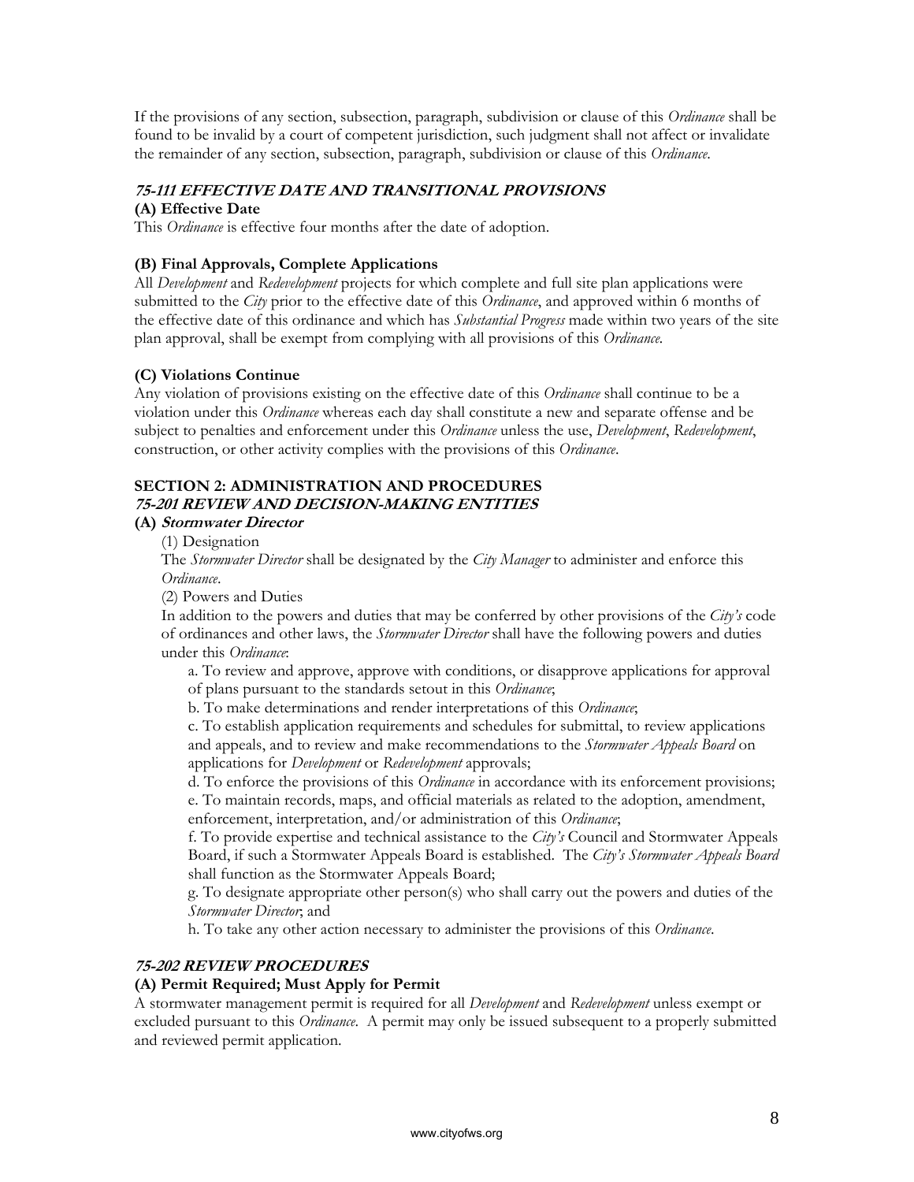If the provisions of any section, subsection, paragraph, subdivision or clause of this *Ordinance* shall be found to be invalid by a court of competent jurisdiction, such judgment shall not affect or invalidate the remainder of any section, subsection, paragraph, subdivision or clause of this *Ordinance*.

### *75-111 EFFECTIVE DATE AND TRANSITIONAL PROVISIONS*

**(A) Effective Date**

This *Ordinance* is effective four months after the date of adoption.

**(B) Final Approvals, Complete Applications**

All *Development* and *Redevelopment* projects for which complete and full site plan applications were submitted to the *City* prior to the effective date of this *Ordinance*, and approved within 6 months of the effective date of this ordinance and which has *Substantial Progress* made within two years of the site plan approval, shall be exempt from complying with all provisions of this *Ordinance*.

**(C) Violations Continue**

Any violation of provisions existing on the effective date of this *Ordinance* shall continue to be a violation under this *Ordinance* whereas each day shall constitute a new and separate offense and be subject to penalties and enforcement under this *Ordinance* unless the use, *Development*, *Redevelopment*, construction, or other activity complies with the provisions of this *Ordinance*.

## SECTION 2: ADMINISTRATION AND PROCEDURES

### *75-201 REVIEW AND DECISION-MAKING ENTITIES*

**(A) *Stormwater Director***

(1) Designation

The *Stormwater Director* shall be designated by the *City Manager* to administer and enforce this *Ordinance*.

(2) Powers and Duties

In addition to the powers and duties that may be conferred by other provisions of the *City's* code of ordinances and other laws, the *Stormwater Director* shall have the following powers and duties under this *Ordinance*:

a. To review and approve, approve with conditions, or disapprove applications for approval of plans pursuant to the standards setout in this *Ordinance*;

b. To make determinations and render interpretations of this *Ordinance*;

c. To establish application requirements and schedules for submittal, to review applications and appeals, and to review and make recommendations to the *Stormwater Appeals Board* on applications for *Development* or *Redevelopment* approvals;

d. To enforce the provisions of this *Ordinance* in accordance with its enforcement provisions;

e. To maintain records, maps, and official materials as related to the adoption, amendment, enforcement, interpretation, and/or administration of this *Ordinance*;

f. To provide expertise and technical assistance to the *City's* Council and Stormwater Appeals Board, if such a Stormwater Appeals Board is established. The *City's Stormwater Appeals Board* shall function as the Stormwater Appeals Board;

g. To designate appropriate other person(s) who shall carry out the powers and duties of the *Stormwater Director*; and

h. To take any other action necessary to administer the provisions of this *Ordinance*.

### *75-202 REVIEW PROCEDURES*

**(A) Permit Required; Must Apply for Permit**

A stormwater management permit is required for all *Development* and *Redevelopment* unless exempt or excluded pursuant to this *Ordinance*. A permit may only be issued subsequent to a properly submitted and reviewed permit application.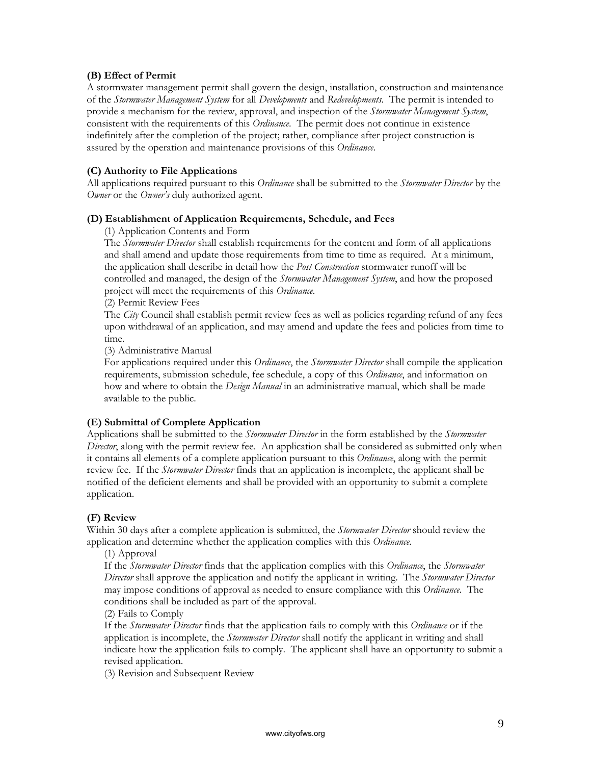**(B) Effect of Permit**

A stormwater management permit shall govern the design, installation, construction and maintenance of the *Stormwater Management System* for all *Developments* and *Redevelopments*. The permit is intended to provide a mechanism for the review, approval, and inspection of the *Stormwater Management System*, consistent with the requirements of this *Ordinance*. The permit does not continue in existence indefinitely after the completion of the project; rather, compliance after project construction is assured by the operation and maintenance provisions of this *Ordinance*.

**(C) Authority to File Applications**

All applications required pursuant to this *Ordinance* shall be submitted to the *Stormwater Director* by the *Owner* or the *Owner's* duly authorized agent.

**(D) Establishment of Application Requirements, Schedule, and Fees**

(1) Application Contents and Form

The *Stormwater Director* shall establish requirements for the content and form of all applications and shall amend and update those requirements from time to time as required. At a minimum, the application shall describe in detail how the *Post Construction* stormwater runoff will be controlled and managed, the design of the *Stormwater Management System*, and how the proposed project will meet the requirements of this *Ordinance*.

(2) Permit Review Fees

The *City* Council shall establish permit review fees as well as policies regarding refund of any fees upon withdrawal of an application, and may amend and update the fees and policies from time to time.

(3) Administrative Manual

For applications required under this *Ordinance*, the *Stormwater Director* shall compile the application requirements, submission schedule, fee schedule, a copy of this *Ordinance*, and information on how and where to obtain the *Design Manual* in an administrative manual, which shall be made available to the public.

**(E) Submittal of Complete Application**

Applications shall be submitted to the *Stormwater Director* in the form established by the *Stormwater Director*, along with the permit review fee. An application shall be considered as submitted only when it contains all elements of a complete application pursuant to this *Ordinance*, along with the permit review fee. If the *Stormwater Director* finds that an application is incomplete, the applicant shall be notified of the deficient elements and shall be provided with an opportunity to submit a complete application.

**(F) Review**

Within 30 days after a complete application is submitted, the *Stormwater Director* should review the application and determine whether the application complies with this *Ordinance*.

(1) Approval

If the *Stormwater Director* finds that the application complies with this *Ordinance*, the *Stormwater Director* shall approve the application and notify the applicant in writing. The *Stormwater Director* may impose conditions of approval as needed to ensure compliance with this *Ordinance*. The conditions shall be included as part of the approval.

(2) Fails to Comply

If the *Stormwater Director* finds that the application fails to comply with this *Ordinance* or if the application is incomplete, the *Stormwater Director* shall notify the applicant in writing and shall indicate how the application fails to comply. The applicant shall have an opportunity to submit a revised application.

(3) Revision and Subsequent Review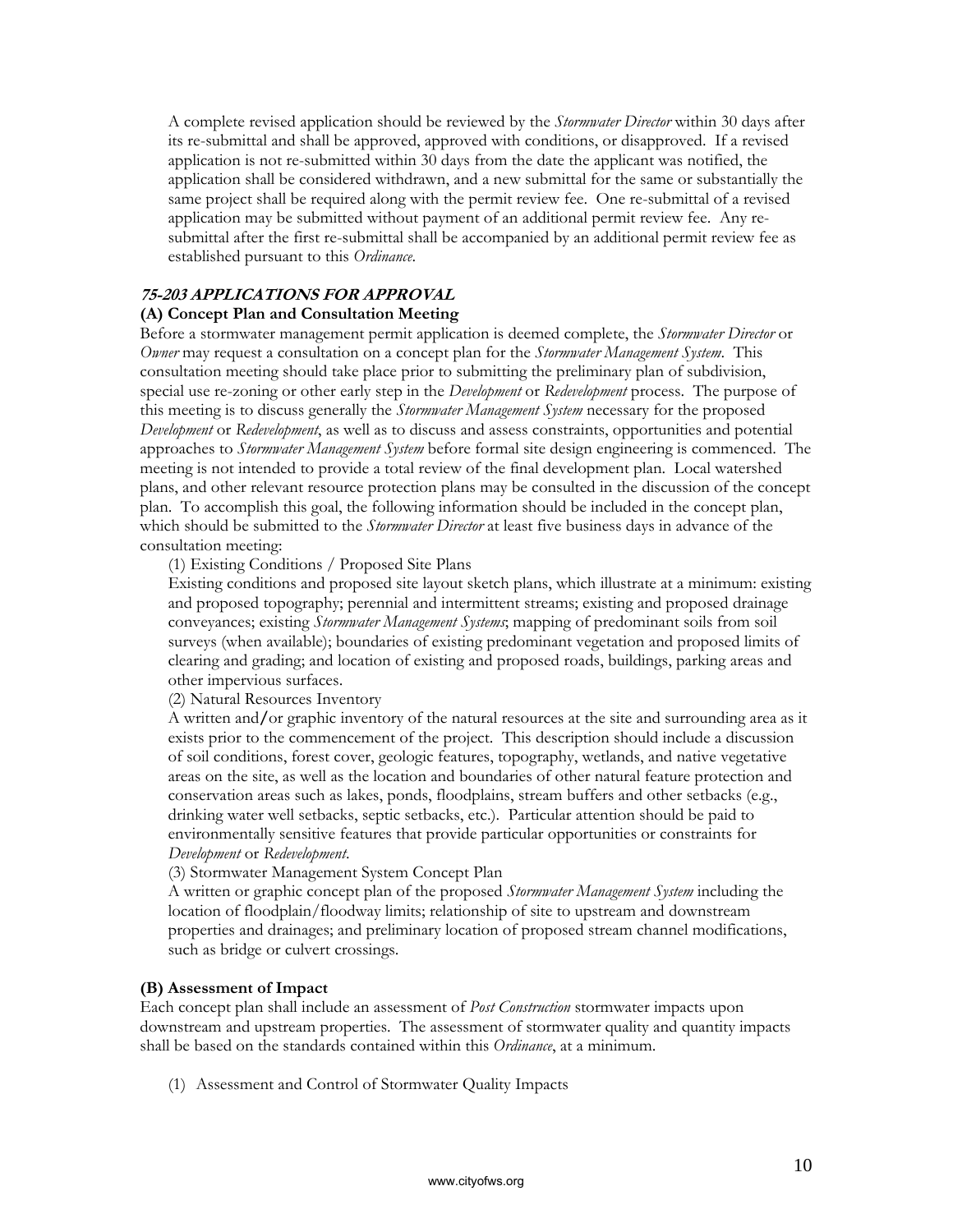A complete revised application should be reviewed by the *Stormwater Director* within 30 days after its re-submittal and shall be approved, approved with conditions, or disapproved. If a revised application is not re-submitted within 30 days from the date the applicant was notified, the application shall be considered withdrawn, and a new submittal for the same or substantially the same project shall be required along with the permit review fee. One re-submittal of a revised application may be submitted without payment of an additional permit review fee. Any re-submittal after the first re-submittal shall be accompanied by an additional permit review fee as established pursuant to this *Ordinance*.

### ***75-203 APPLICATIONS FOR APPROVAL***

**(A) Concept Plan and Consultation Meeting**

Before a stormwater management permit application is deemed complete, the *Stormwater Director* or *Owner* may request a consultation on a concept plan for the *Stormwater Management System*. This consultation meeting should take place prior to submitting the preliminary plan of subdivision, special use re-zoning or other early step in the *Development* or *Redevelopment* process. The purpose of this meeting is to discuss generally the *Stormwater Management System* necessary for the proposed *Development* or *Redevelopment*, as well as to discuss and assess constraints, opportunities and potential approaches to *Stormwater Management System* before formal site design engineering is commenced. The meeting is not intended to provide a total review of the final development plan. Local watershed plans, and other relevant resource protection plans may be consulted in the discussion of the concept plan. To accomplish this goal, the following information should be included in the concept plan, which should be submitted to the *Stormwater Director* at least five business days in advance of the consultation meeting:

(1) Existing Conditions / Proposed Site Plans

Existing conditions and proposed site layout sketch plans, which illustrate at a minimum: existing and proposed topography; perennial and intermittent streams; existing and proposed drainage conveyances; existing *Stormwater Management Systems*; mapping of predominant soils from soil surveys (when available); boundaries of existing predominant vegetation and proposed limits of clearing and grading; and location of existing and proposed roads, buildings, parking areas and other impervious surfaces.

(2) Natural Resources Inventory

A written and/or graphic inventory of the natural resources at the site and surrounding area as it exists prior to the commencement of the project. This description should include a discussion of soil conditions, forest cover, geologic features, topography, wetlands, and native vegetative areas on the site, as well as the location and boundaries of other natural feature protection and conservation areas such as lakes, ponds, floodplains, stream buffers and other setbacks (e.g., drinking water well setbacks, septic setbacks, etc.). Particular attention should be paid to environmentally sensitive features that provide particular opportunities or constraints for *Development* or *Redevelopment*.

(3) Stormwater Management System Concept Plan

A written or graphic concept plan of the proposed *Stormwater Management System* including the location of floodplain/floodway limits; relationship of site to upstream and downstream properties and drainages; and preliminary location of proposed stream channel modifications, such as bridge or culvert crossings.

**(B) Assessment of Impact**

Each concept plan shall include an assessment of *Post Construction* stormwater impacts upon downstream and upstream properties. The assessment of stormwater quality and quantity impacts shall be based on the standards contained within this *Ordinance*, at a minimum.

(1) Assessment and Control of Stormwater Quality Impacts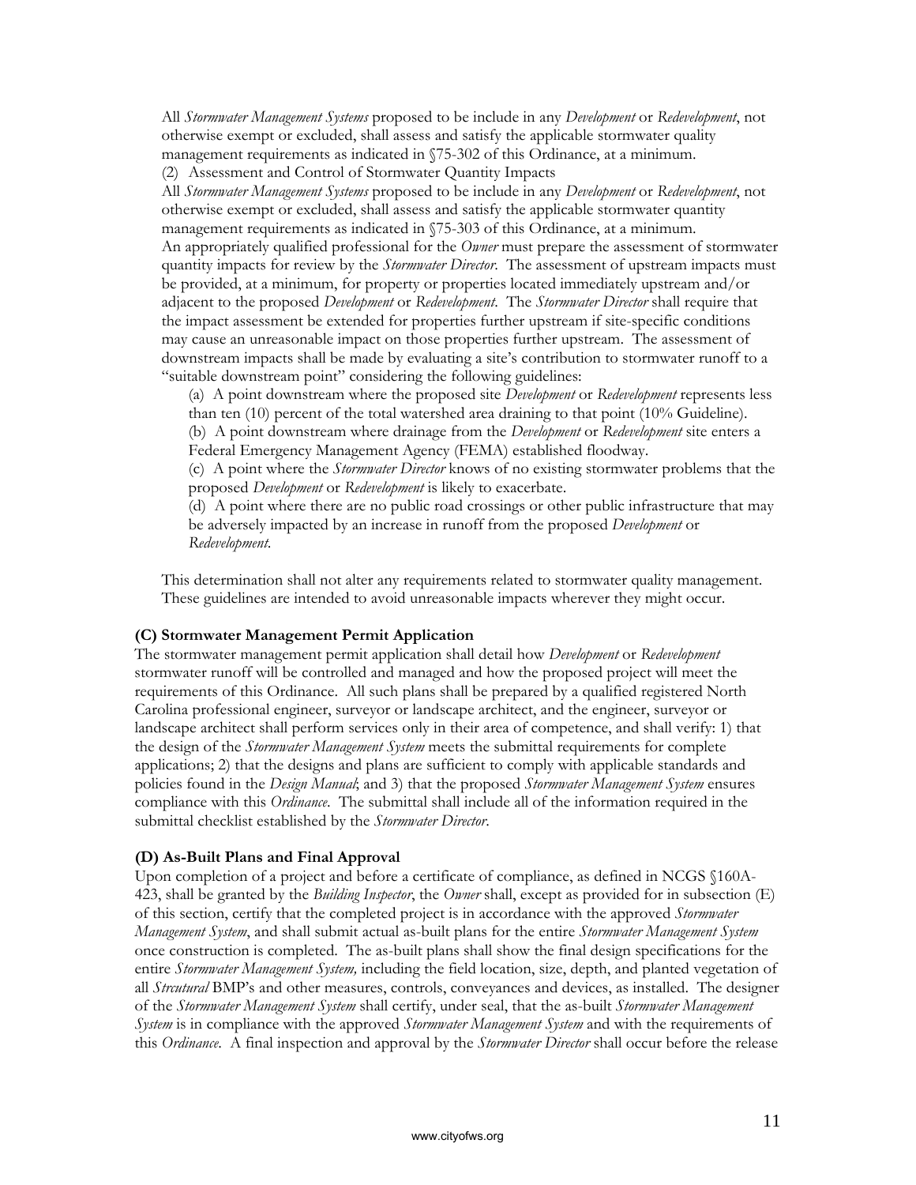All *Stormwater Management Systems* proposed to be include in any *Development* or *Redevelopment*, not otherwise exempt or excluded, shall assess and satisfy the applicable stormwater quality management requirements as indicated in §75-302 of this Ordinance, at a minimum.

(2) Assessment and Control of Stormwater Quantity Impacts

All *Stormwater Management Systems* proposed to be include in any *Development* or *Redevelopment*, not otherwise exempt or excluded, shall assess and satisfy the applicable stormwater quantity management requirements as indicated in §75-303 of this Ordinance, at a minimum.

An appropriately qualified professional for the *Owner* must prepare the assessment of stormwater quantity impacts for review by the *Stormwater Director*. The assessment of upstream impacts must be provided, at a minimum, for property or properties located immediately upstream and/or adjacent to the proposed *Development* or *Redevelopment*. The *Stormwater Director* shall require that the impact assessment be extended for properties further upstream if site-specific conditions may cause an unreasonable impact on those properties further upstream. The assessment of downstream impacts shall be made by evaluating a site's contribution to stormwater runoff to a "suitable downstream point" considering the following guidelines:

(a) A point downstream where the proposed site *Development* or *Redevelopment* represents less than ten (10) percent of the total watershed area draining to that point (10% Guideline).

(b) A point downstream where drainage from the *Development* or *Redevelopment* site enters a Federal Emergency Management Agency (FEMA) established floodway.

(c) A point where the *Stormwater Director* knows of no existing stormwater problems that the proposed *Development* or *Redevelopment* is likely to exacerbate.

(d) A point where there are no public road crossings or other public infrastructure that may be adversely impacted by an increase in runoff from the proposed *Development* or *Redevelopment*.

This determination shall not alter any requirements related to stormwater quality management. These guidelines are intended to avoid unreasonable impacts wherever they might occur.

**(C) Stormwater Management Permit Application**

The stormwater management permit application shall detail how *Development* or *Redevelopment* stormwater runoff will be controlled and managed and how the proposed project will meet the requirements of this Ordinance. All such plans shall be prepared by a qualified registered North Carolina professional engineer, surveyor or landscape architect, and the engineer, surveyor or landscape architect shall perform services only in their area of competence, and shall verify: 1) that the design of the *Stormwater Management System* meets the submittal requirements for complete applications; 2) that the designs and plans are sufficient to comply with applicable standards and policies found in the *Design Manual*; and 3) that the proposed *Stormwater Management System* ensures compliance with this *Ordinance*. The submittal shall include all of the information required in the submittal checklist established by the *Stormwater Director*.

**(D) As-Built Plans and Final Approval**

Upon completion of a project and before a certificate of compliance, as defined in NCGS §160A-423, shall be granted by the *Building Inspector*, the *Owner* shall, except as provided for in subsection (E) of this section, certify that the completed project is in accordance with the approved *Stormwater Management System*, and shall submit actual as-built plans for the entire *Stormwater Management System* once construction is completed. The as-built plans shall show the final design specifications for the entire *Stormwater Management System,* including the field location, size, depth, and planted vegetation of all *Strcutural* BMP's and other measures, controls, conveyances and devices, as installed. The designer of the *Stormwater Management System* shall certify, under seal, that the as-built *Stormwater Management System* is in compliance with the approved *Stormwater Management System* and with the requirements of this *Ordinance*. A final inspection and approval by the *Stormwater Director* shall occur before the release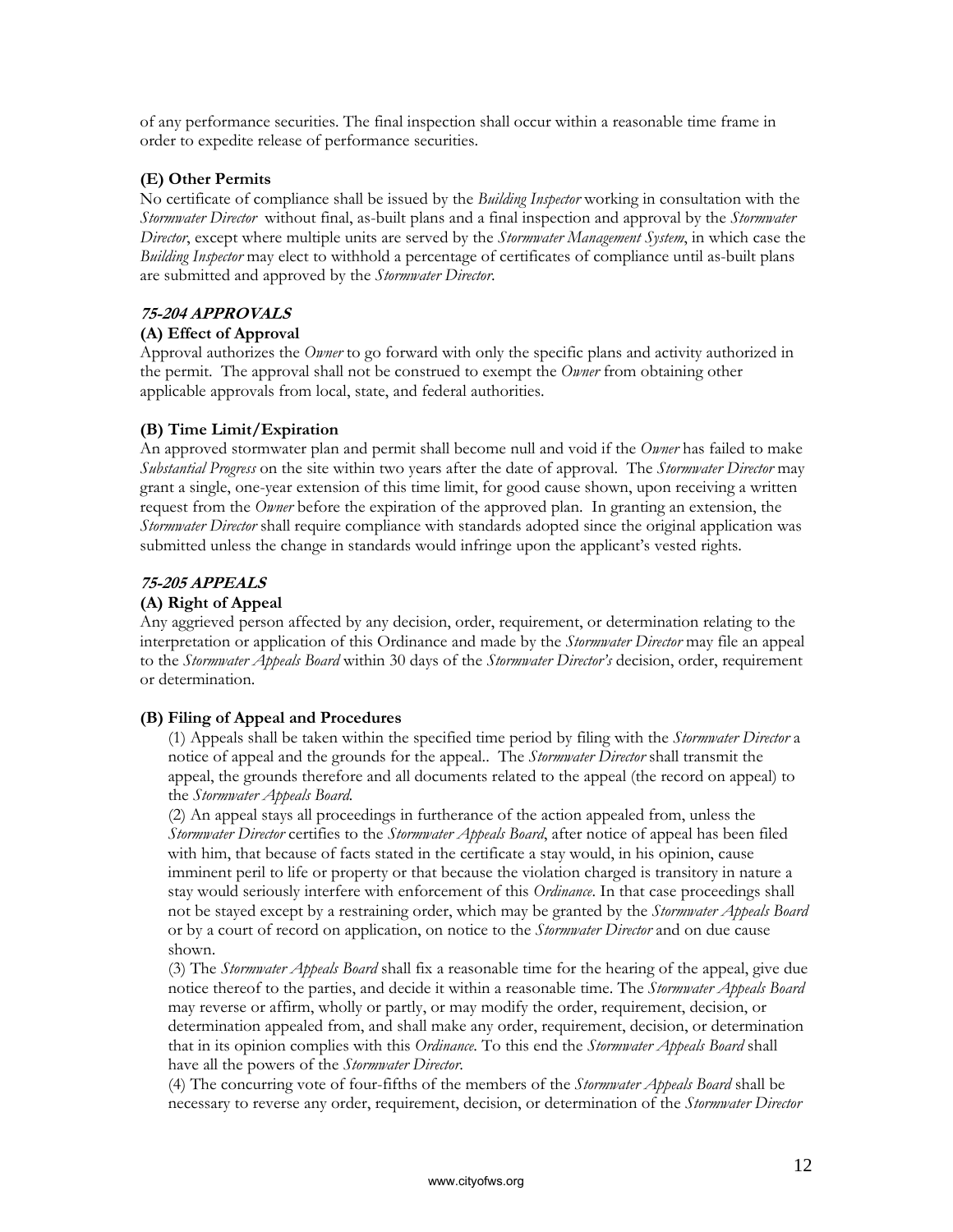of any performance securities. The final inspection shall occur within a reasonable time frame in order to expedite release of performance securities.

**(E) Other Permits**

No certificate of compliance shall be issued by the *Building Inspector* working in consultation with the *Stormwater Director* without final, as-built plans and a final inspection and approval by the *Stormwater Director*, except where multiple units are served by the *Stormwater Management System*, in which case the *Building Inspector* may elect to withhold a percentage of certificates of compliance until as-built plans are submitted and approved by the *Stormwater Director*.

## *75-204 APPROVALS*

**(A) Effect of Approval**

Approval authorizes the *Owner* to go forward with only the specific plans and activity authorized in the permit. The approval shall not be construed to exempt the *Owner* from obtaining other applicable approvals from local, state, and federal authorities.

**(B) Time Limit/Expiration**

An approved stormwater plan and permit shall become null and void if the *Owner* has failed to make *Substantial Progress* on the site within two years after the date of approval. The *Stormwater Director* may grant a single, one-year extension of this time limit, for good cause shown, upon receiving a written request from the *Owner* before the expiration of the approved plan. In granting an extension, the *Stormwater Director* shall require compliance with standards adopted since the original application was submitted unless the change in standards would infringe upon the applicant's vested rights.

## *75-205 APPEALS*

**(A) Right of Appeal**

Any aggrieved person affected by any decision, order, requirement, or determination relating to the interpretation or application of this Ordinance and made by the *Stormwater Director* may file an appeal to the *Stormwater Appeals Board* within 30 days of the *Stormwater Director's* decision, order, requirement or determination.

**(B) Filing of Appeal and Procedures**

(1) Appeals shall be taken within the specified time period by filing with the *Stormwater Director* a notice of appeal and the grounds for the appeal.. The *Stormwater Director* shall transmit the appeal, the grounds therefore and all documents related to the appeal (the record on appeal) to the *Stormwater Appeals Board*.

(2) An appeal stays all proceedings in furtherance of the action appealed from, unless the *Stormwater Director* certifies to the *Stormwater Appeals Board*, after notice of appeal has been filed with him, that because of facts stated in the certificate a stay would, in his opinion, cause imminent peril to life or property or that because the violation charged is transitory in nature a stay would seriously interfere with enforcement of this *Ordinance*. In that case proceedings shall not be stayed except by a restraining order, which may be granted by the *Stormwater Appeals Board* or by a court of record on application, on notice to the *Stormwater Director* and on due cause shown.

(3) The *Stormwater Appeals Board* shall fix a reasonable time for the hearing of the appeal, give due notice thereof to the parties, and decide it within a reasonable time. The *Stormwater Appeals Board* may reverse or affirm, wholly or partly, or may modify the order, requirement, decision, or determination appealed from, and shall make any order, requirement, decision, or determination that in its opinion complies with this *Ordinance*. To this end the *Stormwater Appeals Board* shall have all the powers of the *Stormwater Director*.

(4) The concurring vote of four-fifths of the members of the *Stormwater Appeals Board* shall be necessary to reverse any order, requirement, decision, or determination of the *Stormwater Director*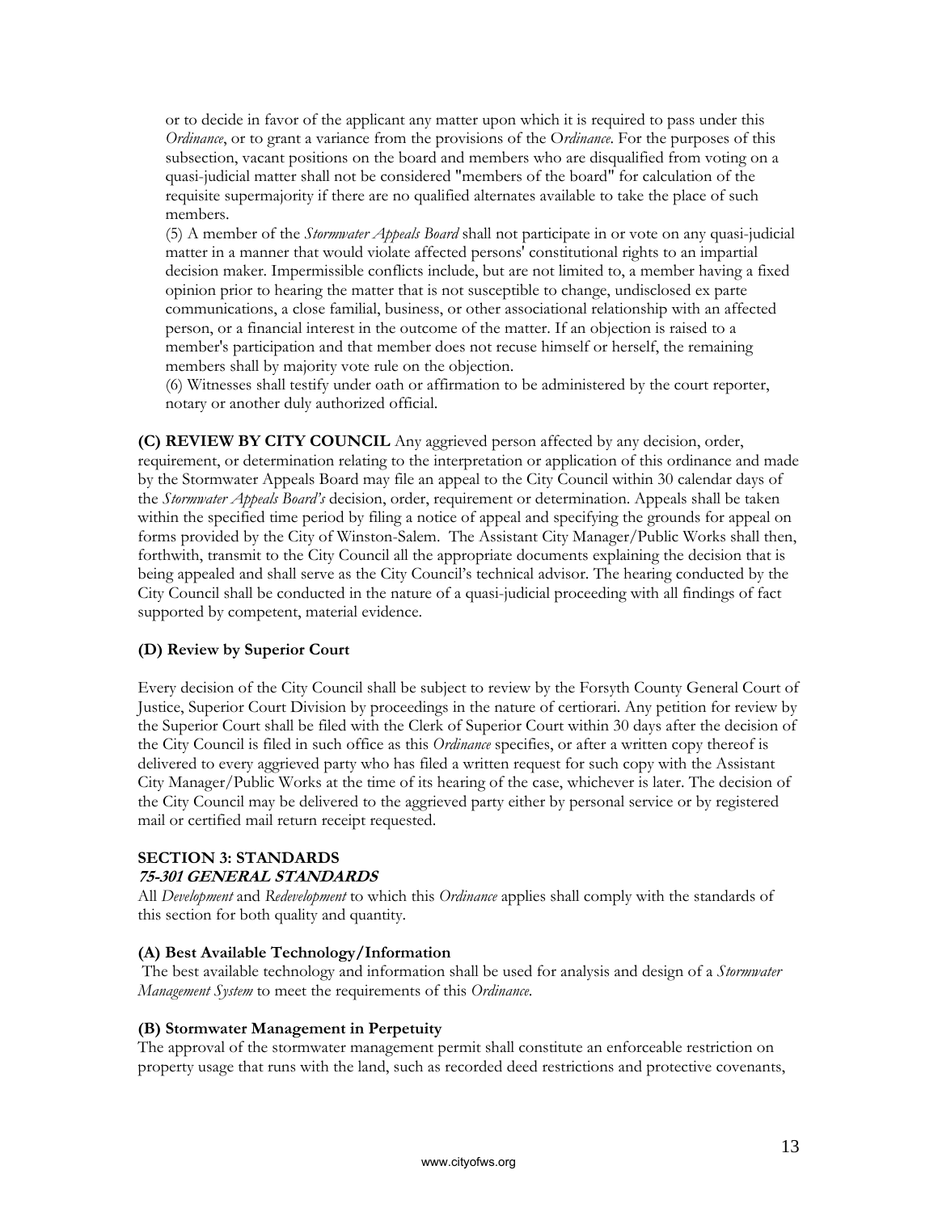or to decide in favor of the applicant any matter upon which it is required to pass under this *Ordinance*, or to grant a variance from the provisions of the O*rdinance*. For the purposes of this subsection, vacant positions on the board and members who are disqualified from voting on a quasi-judicial matter shall not be considered "members of the board" for calculation of the requisite supermajority if there are no qualified alternates available to take the place of such members.

(5) A member of the *Stormwater Appeals Board* shall not participate in or vote on any quasi-judicial matter in a manner that would violate affected persons' constitutional rights to an impartial decision maker. Impermissible conflicts include, but are not limited to, a member having a fixed opinion prior to hearing the matter that is not susceptible to change, undisclosed ex parte communications, a close familial, business, or other associational relationship with an affected person, or a financial interest in the outcome of the matter. If an objection is raised to a member's participation and that member does not recuse himself or herself, the remaining members shall by majority vote rule on the objection.

(6) Witnesses shall testify under oath or affirmation to be administered by the court reporter, notary or another duly authorized official.

**(C) REVIEW BY CITY COUNCIL** Any aggrieved person affected by any decision, order, requirement, or determination relating to the interpretation or application of this ordinance and made by the Stormwater Appeals Board may file an appeal to the City Council within 30 calendar days of the *Stormwater Appeals Board's* decision, order, requirement or determination. Appeals shall be taken within the specified time period by filing a notice of appeal and specifying the grounds for appeal on forms provided by the City of Winston-Salem. The Assistant City Manager/Public Works shall then, forthwith, transmit to the City Council all the appropriate documents explaining the decision that is being appealed and shall serve as the City Council's technical advisor. The hearing conducted by the City Council shall be conducted in the nature of a quasi-judicial proceeding with all findings of fact supported by competent, material evidence.

**(D) Review by Superior Court**

Every decision of the City Council shall be subject to review by the Forsyth County General Court of Justice, Superior Court Division by proceedings in the nature of certiorari. Any petition for review by the Superior Court shall be filed with the Clerk of Superior Court within 30 days after the decision of the City Council is filed in such office as this *Ordinance* specifies, or after a written copy thereof is delivered to every aggrieved party who has filed a written request for such copy with the Assistant City Manager/Public Works at the time of its hearing of the case, whichever is later. The decision of the City Council may be delivered to the aggrieved party either by personal service or by registered mail or certified mail return receipt requested.

## SECTION 3: STANDARDS

### *75-301 GENERAL STANDARDS*

All *Development* and *Redevelopment* to which this *Ordinance* applies shall comply with the standards of this section for both quality and quantity.

**(A) Best Available Technology/Information**

The best available technology and information shall be used for analysis and design of a *Stormwater Management System* to meet the requirements of this *Ordinance*.

**(B) Stormwater Management in Perpetuity**

The approval of the stormwater management permit shall constitute an enforceable restriction on property usage that runs with the land, such as recorded deed restrictions and protective covenants,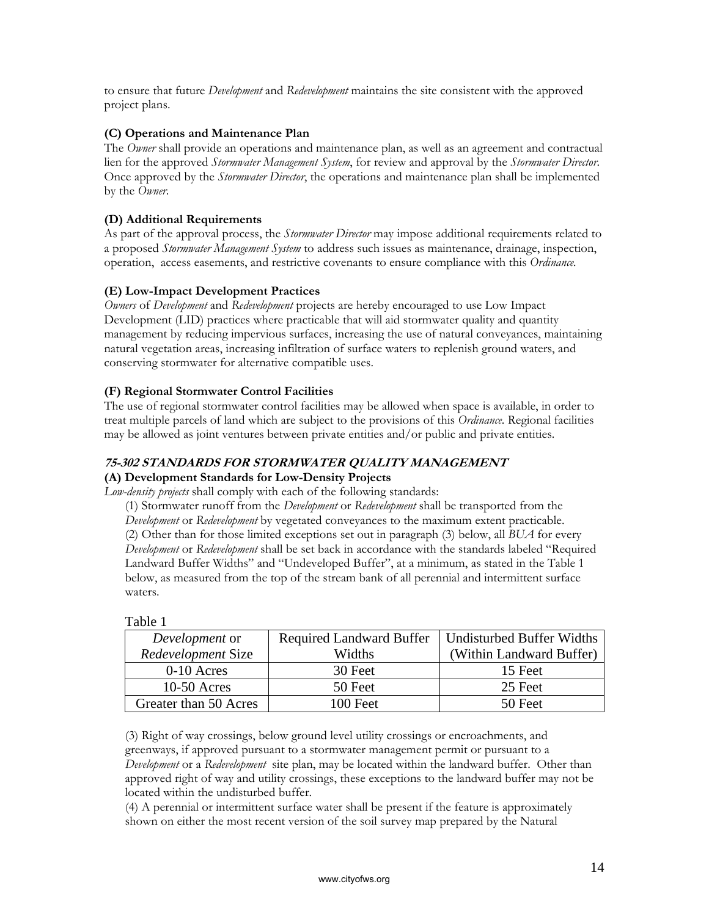to ensure that future *Development* and *Redevelopment* maintains the site consistent with the approved project plans.

**(C) Operations and Maintenance Plan**

The *Owner* shall provide an operations and maintenance plan, as well as an agreement and contractual lien for the approved *Stormwater Management System*, for review and approval by the *Stormwater Director*. Once approved by the *Stormwater Director*, the operations and maintenance plan shall be implemented by the *Owner*.

**(D) Additional Requirements**

As part of the approval process, the *Stormwater Director* may impose additional requirements related to a proposed *Stormwater Management System* to address such issues as maintenance, drainage, inspection, operation, access easements, and restrictive covenants to ensure compliance with this *Ordinance*.

**(E) Low-Impact Development Practices**

*Owners* of *Development* and *Redevelopment* projects are hereby encouraged to use Low Impact Development (LID) practices where practicable that will aid stormwater quality and quantity management by reducing impervious surfaces, increasing the use of natural conveyances, maintaining natural vegetation areas, increasing infiltration of surface waters to replenish ground waters, and conserving stormwater for alternative compatible uses.

**(F) Regional Stormwater Control Facilities**

The use of regional stormwater control facilities may be allowed when space is available, in order to treat multiple parcels of land which are subject to the provisions of this *Ordinance*. Regional facilities may be allowed as joint ventures between private entities and/or public and private entities.

## *75-302 STANDARDS FOR STORMWATER QUALITY MANAGEMENT*

**(A) Development Standards for Low-Density Projects**

*Low-density projects* shall comply with each of the following standards:

(1) Stormwater runoff from the *Development* or *Redevelopment* shall be transported from the *Development* or *Redevelopment* by vegetated conveyances to the maximum extent practicable.

(2) Other than for those limited exceptions set out in paragraph (3) below, all *BUA* for every *Development* or *Redevelopment* shall be set back in accordance with the standards labeled "Required Landward Buffer Widths" and "Undeveloped Buffer", at a minimum, as stated in the Table 1 below, as measured from the top of the stream bank of all perennial and intermittent surface waters.

Table 1

| *Development* or *Redevelopment* Size | Required Landward Buffer Widths | Undisturbed Buffer Widths (Within Landward Buffer) |
|---|---|---|
| 0-10 Acres | 30 Feet | 15 Feet |
| 10-50 Acres | 50 Feet | 25 Feet |
| Greater than 50 Acres | 100 Feet | 50 Feet |

(3) Right of way crossings, below ground level utility crossings or encroachments, and greenways, if approved pursuant to a stormwater management permit or pursuant to a *Development* or a *Redevelopment* site plan, may be located within the landward buffer. Other than approved right of way and utility crossings, these exceptions to the landward buffer may not be located within the undisturbed buffer.

(4) A perennial or intermittent surface water shall be present if the feature is approximately shown on either the most recent version of the soil survey map prepared by the Natural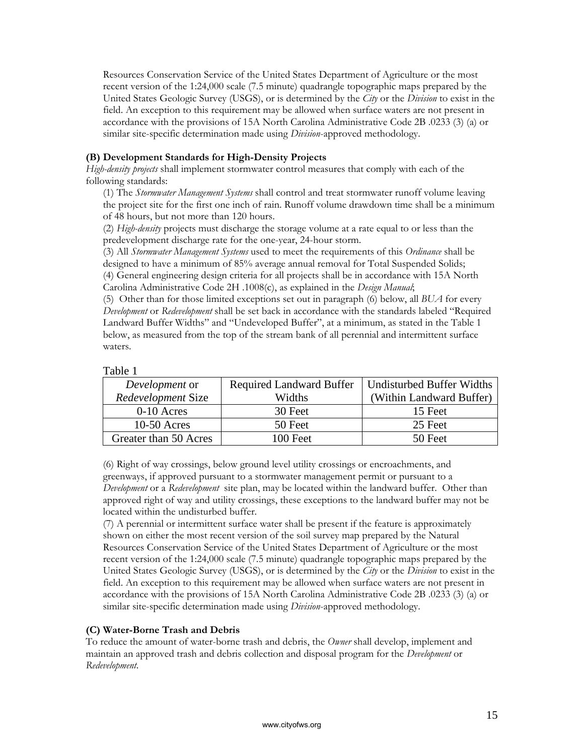Resources Conservation Service of the United States Department of Agriculture or the most recent version of the 1:24,000 scale (7.5 minute) quadrangle topographic maps prepared by the United States Geologic Survey (USGS), or is determined by the *City* or the *Division* to exist in the field. An exception to this requirement may be allowed when surface waters are not present in accordance with the provisions of 15A North Carolina Administrative Code 2B .0233 (3) (a) or similar site-specific determination made using *Division*-approved methodology.

**(B) Development Standards for High-Density Projects**

*High-density projects* shall implement stormwater control measures that comply with each of the following standards:

(1) The *Stormwater Management Systems* shall control and treat stormwater runoff volume leaving the project site for the first one inch of rain. Runoff volume drawdown time shall be a minimum of 48 hours, but not more than 120 hours.

(2) *High-density* projects must discharge the storage volume at a rate equal to or less than the predevelopment discharge rate for the one-year, 24-hour storm.

(3) All *Stormwater Management Systems* used to meet the requirements of this *Ordinance* shall be designed to have a minimum of 85% average annual removal for Total Suspended Solids;

(4) General engineering design criteria for all projects shall be in accordance with 15A North Carolina Administrative Code 2H .1008(c), as explained in the *Design Manual*;

(5) Other than for those limited exceptions set out in paragraph (6) below, all *BUA* for every *Development* or *Redevelopment* shall be set back in accordance with the standards labeled "Required Landward Buffer Widths" and "Undeveloped Buffer", at a minimum, as stated in the Table 1 below, as measured from the top of the stream bank of all perennial and intermittent surface waters.

Table 1

| *Development* or *Redevelopment* Size | Required Landward Buffer Widths | Undisturbed Buffer Widths (Within Landward Buffer) |
|---|---|---|
| 0-10 Acres | 30 Feet | 15 Feet |
| 10-50 Acres | 50 Feet | 25 Feet |
| Greater than 50 Acres | 100 Feet | 50 Feet |

(6) Right of way crossings, below ground level utility crossings or encroachments, and greenways, if approved pursuant to a stormwater management permit or pursuant to a *Development* or a *Redevelopment* site plan, may be located within the landward buffer. Other than approved right of way and utility crossings, these exceptions to the landward buffer may not be located within the undisturbed buffer.

(7) A perennial or intermittent surface water shall be present if the feature is approximately shown on either the most recent version of the soil survey map prepared by the Natural Resources Conservation Service of the United States Department of Agriculture or the most recent version of the 1:24,000 scale (7.5 minute) quadrangle topographic maps prepared by the United States Geologic Survey (USGS), or is determined by the *City* or the *Division* to exist in the field. An exception to this requirement may be allowed when surface waters are not present in accordance with the provisions of 15A North Carolina Administrative Code 2B .0233 (3) (a) or similar site-specific determination made using *Division*-approved methodology.

**(C) Water-Borne Trash and Debris**

To reduce the amount of water-borne trash and debris, the *Owner* shall develop, implement and maintain an approved trash and debris collection and disposal program for the *Development* or *Redevelopment*.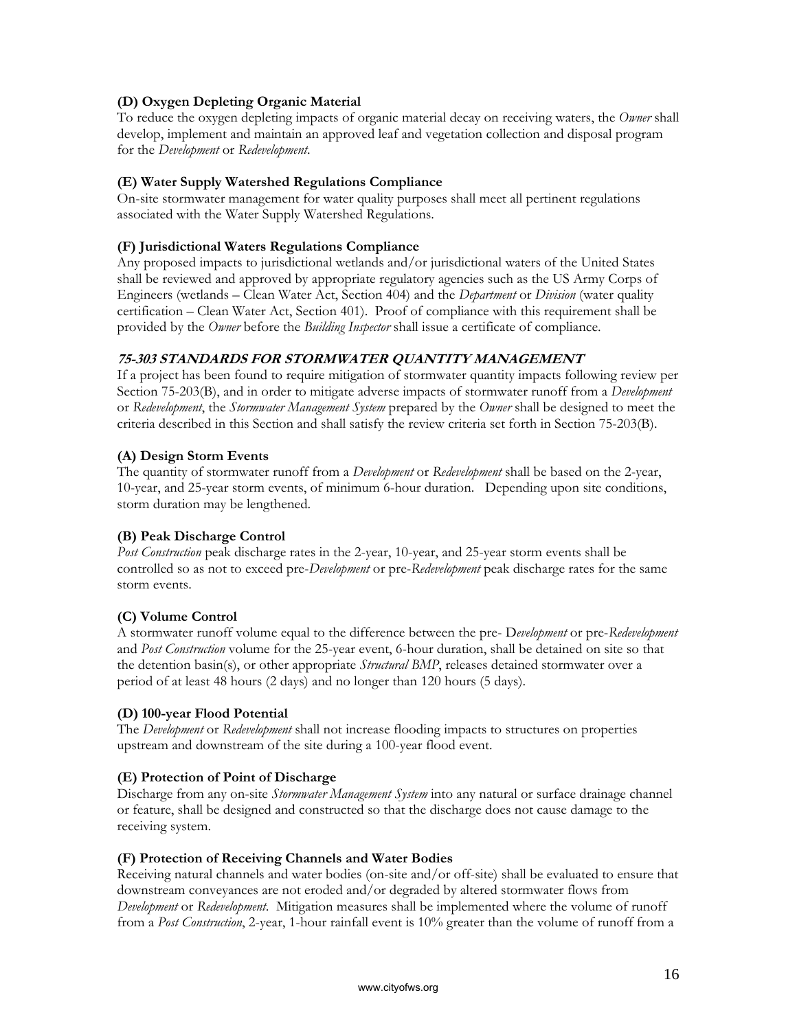**(D) Oxygen Depleting Organic Material**

To reduce the oxygen depleting impacts of organic material decay on receiving waters, the *Owner* shall develop, implement and maintain an approved leaf and vegetation collection and disposal program for the *Development* or *Redevelopment*.

**(E) Water Supply Watershed Regulations Compliance**

On-site stormwater management for water quality purposes shall meet all pertinent regulations associated with the Water Supply Watershed Regulations.

**(F) Jurisdictional Waters Regulations Compliance**

Any proposed impacts to jurisdictional wetlands and/or jurisdictional waters of the United States shall be reviewed and approved by appropriate regulatory agencies such as the US Army Corps of Engineers (wetlands – Clean Water Act, Section 404) and the *Department* or *Division* (water quality certification – Clean Water Act, Section 401). Proof of compliance with this requirement shall be provided by the *Owner* before the *Building Inspector* shall issue a certificate of compliance.

## *75-303 STANDARDS FOR STORMWATER QUANTITY MANAGEMENT*

If a project has been found to require mitigation of stormwater quantity impacts following review per Section 75-203(B), and in order to mitigate adverse impacts of stormwater runoff from a *Development* or *Redevelopment*, the *Stormwater Management System* prepared by the *Owner* shall be designed to meet the criteria described in this Section and shall satisfy the review criteria set forth in Section 75-203(B).

**(A) Design Storm Events**

The quantity of stormwater runoff from a *Development* or *Redevelopment* shall be based on the 2-year, 10-year, and 25-year storm events, of minimum 6-hour duration. Depending upon site conditions, storm duration may be lengthened.

**(B) Peak Discharge Control**

*Post Construction* peak discharge rates in the 2-year, 10-year, and 25-year storm events shall be controlled so as not to exceed pre-*Development* or pre-*Redevelopment* peak discharge rates for the same storm events.

**(C) Volume Control**

A stormwater runoff volume equal to the difference between the pre- D*evelopment* or pre-*Redevelopment* and *Post Construction* volume for the 25-year event, 6-hour duration, shall be detained on site so that the detention basin(s), or other appropriate *Structural BMP*, releases detained stormwater over a period of at least 48 hours (2 days) and no longer than 120 hours (5 days).

**(D) 100-year Flood Potential**

The *Development* or *Redevelopment* shall not increase flooding impacts to structures on properties upstream and downstream of the site during a 100-year flood event.

**(E) Protection of Point of Discharge**

Discharge from any on-site *Stormwater Management System* into any natural or surface drainage channel or feature, shall be designed and constructed so that the discharge does not cause damage to the receiving system.

**(F) Protection of Receiving Channels and Water Bodies**

Receiving natural channels and water bodies (on-site and/or off-site) shall be evaluated to ensure that downstream conveyances are not eroded and/or degraded by altered stormwater flows from *Development* or *Redevelopment*. Mitigation measures shall be implemented where the volume of runoff from a *Post Construction*, 2-year, 1-hour rainfall event is 10% greater than the volume of runoff from a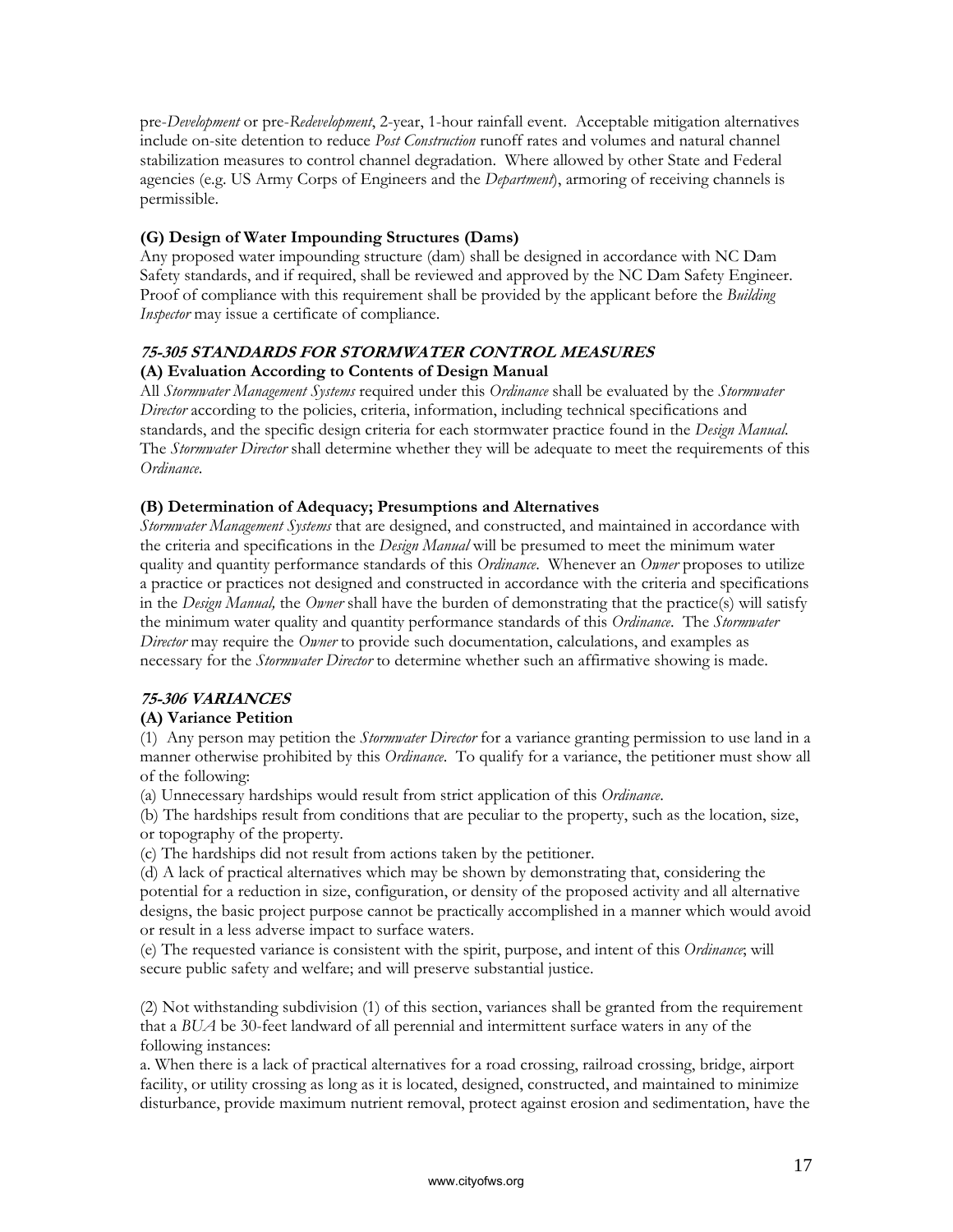pre-*Development* or pre-*Redevelopment*, 2-year, 1-hour rainfall event. Acceptable mitigation alternatives include on-site detention to reduce *Post Construction* runoff rates and volumes and natural channel stabilization measures to control channel degradation. Where allowed by other State and Federal agencies (e.g. US Army Corps of Engineers and the *Department*), armoring of receiving channels is permissible.

**(G) Design of Water Impounding Structures (Dams)**

Any proposed water impounding structure (dam) shall be designed in accordance with NC Dam Safety standards, and if required, shall be reviewed and approved by the NC Dam Safety Engineer. Proof of compliance with this requirement shall be provided by the applicant before the *Building Inspector* may issue a certificate of compliance.

## *75-305 STANDARDS FOR STORMWATER CONTROL MEASURES*

**(A) Evaluation According to Contents of Design Manual**

All *Stormwater Management Systems* required under this *Ordinance* shall be evaluated by the *Stormwater Director* according to the policies, criteria, information, including technical specifications and standards, and the specific design criteria for each stormwater practice found in the *Design Manual*. The *Stormwater Director* shall determine whether they will be adequate to meet the requirements of this *Ordinance*.

**(B) Determination of Adequacy; Presumptions and Alternatives**

*Stormwater Management Systems* that are designed, and constructed, and maintained in accordance with the criteria and specifications in the *Design Manual* will be presumed to meet the minimum water quality and quantity performance standards of this *Ordinance*. Whenever an *Owner* proposes to utilize a practice or practices not designed and constructed in accordance with the criteria and specifications in the *Design Manual,* the *Owner* shall have the burden of demonstrating that the practice(s) will satisfy the minimum water quality and quantity performance standards of this *Ordinance*. The *Stormwater Director* may require the *Owner* to provide such documentation, calculations, and examples as necessary for the *Stormwater Director* to determine whether such an affirmative showing is made.

## *75-306 VARIANCES*

**(A) Variance Petition**

(1) Any person may petition the *Stormwater Director* for a variance granting permission to use land in a manner otherwise prohibited by this *Ordinance*. To qualify for a variance, the petitioner must show all of the following:

(a) Unnecessary hardships would result from strict application of this *Ordinance*.

(b) The hardships result from conditions that are peculiar to the property, such as the location, size, or topography of the property.

(c) The hardships did not result from actions taken by the petitioner.

(d) A lack of practical alternatives which may be shown by demonstrating that, considering the potential for a reduction in size, configuration, or density of the proposed activity and all alternative designs, the basic project purpose cannot be practically accomplished in a manner which would avoid or result in a less adverse impact to surface waters.

(e) The requested variance is consistent with the spirit, purpose, and intent of this *Ordinance*; will secure public safety and welfare; and will preserve substantial justice.

(2) Not withstanding subdivision (1) of this section, variances shall be granted from the requirement that a *BUA* be 30-feet landward of all perennial and intermittent surface waters in any of the following instances:

a. When there is a lack of practical alternatives for a road crossing, railroad crossing, bridge, airport facility, or utility crossing as long as it is located, designed, constructed, and maintained to minimize disturbance, provide maximum nutrient removal, protect against erosion and sedimentation, have the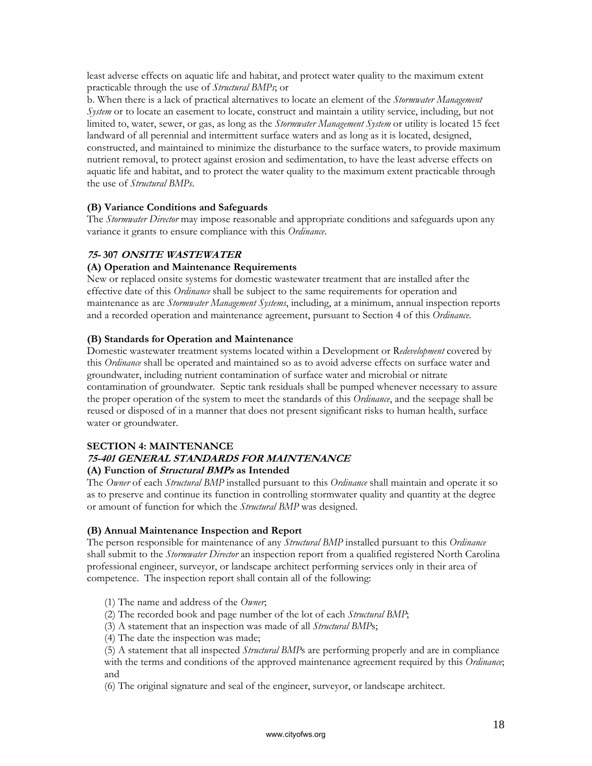least adverse effects on aquatic life and habitat, and protect water quality to the maximum extent practicable through the use of *Structural BMPs*; or

b. When there is a lack of practical alternatives to locate an element of the *Stormwater Management System* or to locate an easement to locate, construct and maintain a utility service, including, but not limited to, water, sewer, or gas, as long as the *Stormwater Management System* or utility is located 15 feet landward of all perennial and intermittent surface waters and as long as it is located, designed, constructed, and maintained to minimize the disturbance to the surface waters, to provide maximum nutrient removal, to protect against erosion and sedimentation, to have the least adverse effects on aquatic life and habitat, and to protect the water quality to the maximum extent practicable through the use of *Structural BMPs*.

**(B) Variance Conditions and Safeguards**

The *Stormwater Director* may impose reasonable and appropriate conditions and safeguards upon any variance it grants to ensure compliance with this *Ordinance*.

### *75-* 307 *ONSITE WASTEWATER*

**(A) Operation and Maintenance Requirements**

New or replaced onsite systems for domestic wastewater treatment that are installed after the effective date of this *Ordinance* shall be subject to the same requirements for operation and maintenance as are *Stormwater Management Systems*, including, at a minimum, annual inspection reports and a recorded operation and maintenance agreement, pursuant to Section 4 of this *Ordinance*.

**(B) Standards for Operation and Maintenance**

Domestic wastewater treatment systems located within a Development or R*edevelopment* covered by this *Ordinance* shall be operated and maintained so as to avoid adverse effects on surface water and groundwater, including nutrient contamination of surface water and microbial or nitrate contamination of groundwater. Septic tank residuals shall be pumped whenever necessary to assure the proper operation of the system to meet the standards of this *Ordinance*, and the seepage shall be reused or disposed of in a manner that does not present significant risks to human health, surface water or groundwater.

## SECTION 4: MAINTENANCE

### *75-401 GENERAL STANDARDS FOR MAINTENANCE*

**(A) Function of *Structural BMPs* as Intended**

The *Owner* of each *Structural BMP* installed pursuant to this *Ordinance* shall maintain and operate it so as to preserve and continue its function in controlling stormwater quality and quantity at the degree or amount of function for which the *Structural BMP* was designed.

**(B) Annual Maintenance Inspection and Report**

The person responsible for maintenance of any *Structural BMP* installed pursuant to this *Ordinance* shall submit to the *Stormwater Director* an inspection report from a qualified registered North Carolina professional engineer, surveyor, or landscape architect performing services only in their area of competence. The inspection report shall contain all of the following:

(1) The name and address of the *Owner*;

(2) The recorded book and page number of the lot of each *Structural BMP*;

(3) A statement that an inspection was made of all *Structural BMP*s;

(4) The date the inspection was made;

(5) A statement that all inspected *Structural BMP*s are performing properly and are in compliance with the terms and conditions of the approved maintenance agreement required by this *Ordinance*; and

(6) The original signature and seal of the engineer, surveyor, or landscape architect.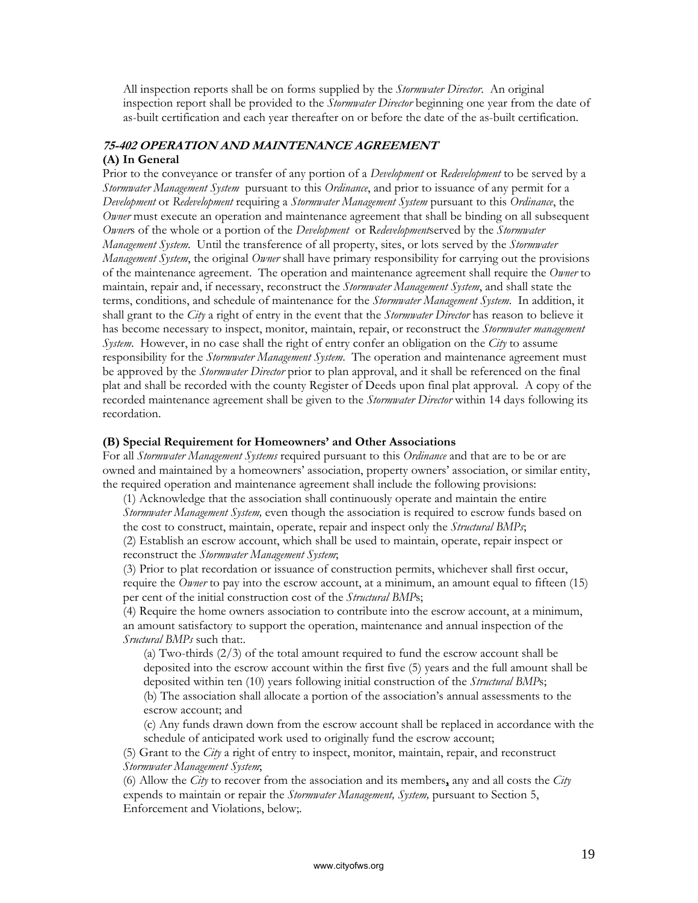All inspection reports shall be on forms supplied by the *Stormwater Director*. An original inspection report shall be provided to the *Stormwater Director* beginning one year from the date of as-built certification and each year thereafter on or before the date of the as-built certification.

### ***75-402 OPERATION AND MAINTENANCE AGREEMENT***

#### **(A) In General**

Prior to the conveyance or transfer of any portion of a *Development* or *Redevelopment* to be served by a *Stormwater Management System* pursuant to this *Ordinance*, and prior to issuance of any permit for a *Development* or *Redevelopment* requiring a *Stormwater Management System* pursuant to this *Ordinance*, the *Owner* must execute an operation and maintenance agreement that shall be binding on all subsequent *Owner*s of the whole or a portion of the *Development* or R*edevelopment*served by the *Stormwater Management System*. Until the transference of all property, sites, or lots served by the *Stormwater Management System*, the original *Owner* shall have primary responsibility for carrying out the provisions of the maintenance agreement. The operation and maintenance agreement shall require the *Owner* to maintain, repair and, if necessary, reconstruct the *Stormwater Management System*, and shall state the terms, conditions, and schedule of maintenance for the *Stormwater Management System*. In addition, it shall grant to the *City* a right of entry in the event that the *Stormwater Director* has reason to believe it has become necessary to inspect, monitor, maintain, repair, or reconstruct the *Stormwater management System*. However, in no case shall the right of entry confer an obligation on the *City* to assume responsibility for the *Stormwater Management System*. The operation and maintenance agreement must be approved by the *Stormwater Director* prior to plan approval, and it shall be referenced on the final plat and shall be recorded with the county Register of Deeds upon final plat approval. A copy of the recorded maintenance agreement shall be given to the *Stormwater Director* within 14 days following its recordation.

#### **(B) Special Requirement for Homeowners' and Other Associations**

For all *Stormwater Management Systems* required pursuant to this *Ordinance* and that are to be or are owned and maintained by a homeowners' association, property owners' association, or similar entity, the required operation and maintenance agreement shall include the following provisions:

(1) Acknowledge that the association shall continuously operate and maintain the entire *Stormwater Management System,* even though the association is required to escrow funds based on the cost to construct, maintain, operate, repair and inspect only the *Structural BMPs*;

(2) Establish an escrow account, which shall be used to maintain, operate, repair inspect or reconstruct the *Stormwater Management System*;

(3) Prior to plat recordation or issuance of construction permits, whichever shall first occur, require the *Owner* to pay into the escrow account, at a minimum, an amount equal to fifteen (15) per cent of the initial construction cost of the *Structural BMP*s;

(4) Require the home owners association to contribute into the escrow account, at a minimum, an amount satisfactory to support the operation, maintenance and annual inspection of the *Sructural BMPs* such that:.

(a) Two-thirds (2/3) of the total amount required to fund the escrow account shall be deposited into the escrow account within the first five (5) years and the full amount shall be deposited within ten (10) years following initial construction of the *Structural BMP*s;

(b) The association shall allocate a portion of the association's annual assessments to the escrow account; and

(c) Any funds drawn down from the escrow account shall be replaced in accordance with the schedule of anticipated work used to originally fund the escrow account;

(5) Grant to the *City* a right of entry to inspect, monitor, maintain, repair, and reconstruct *Stormwater Management System*;

(6) Allow the *City* to recover from the association and its members**,** any and all costs the *City* expends to maintain or repair the *Stormwater Management, System,* pursuant to Section 5, Enforcement and Violations, below;.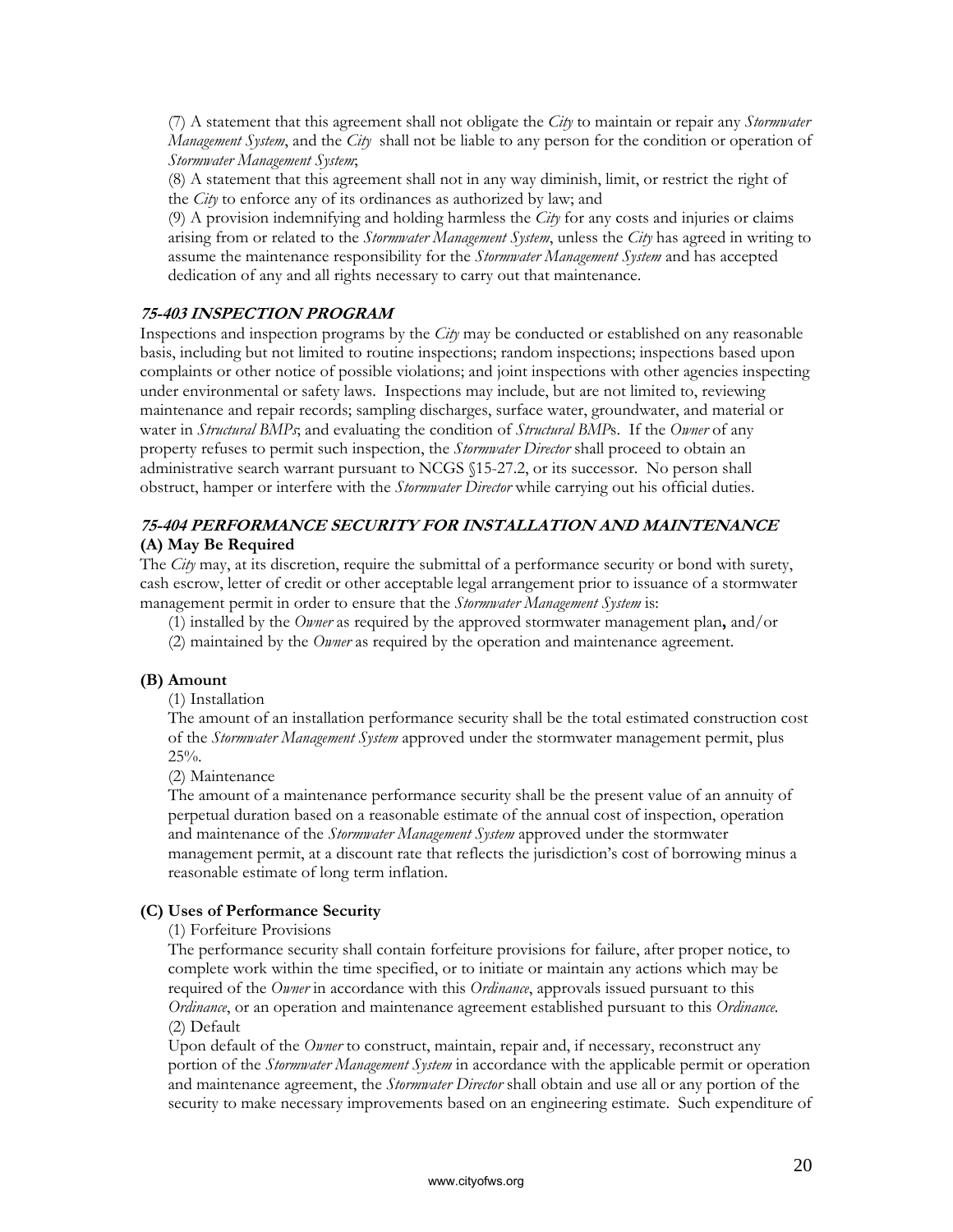(7) A statement that this agreement shall not obligate the *City* to maintain or repair any *Stormwater Management System*, and the *City* shall not be liable to any person for the condition or operation of *Stormwater Management System*;

(8) A statement that this agreement shall not in any way diminish, limit, or restrict the right of the *City* to enforce any of its ordinances as authorized by law; and

(9) A provision indemnifying and holding harmless the *City* for any costs and injuries or claims arising from or related to the *Stormwater Management System*, unless the *City* has agreed in writing to assume the maintenance responsibility for the *Stormwater Management System* and has accepted dedication of any and all rights necessary to carry out that maintenance.

### *75-403 INSPECTION PROGRAM*

Inspections and inspection programs by the *City* may be conducted or established on any reasonable basis, including but not limited to routine inspections; random inspections; inspections based upon complaints or other notice of possible violations; and joint inspections with other agencies inspecting under environmental or safety laws. Inspections may include, but are not limited to, reviewing maintenance and repair records; sampling discharges, surface water, groundwater, and material or water in *Structural BMPs*; and evaluating the condition of *Structural BMP*s. If the *Owner* of any property refuses to permit such inspection, the *Stormwater Director* shall proceed to obtain an administrative search warrant pursuant to NCGS §15-27.2, or its successor. No person shall obstruct, hamper or interfere with the *Stormwater Director* while carrying out his official duties.

### *75-404 PERFORMANCE SECURITY FOR INSTALLATION AND MAINTENANCE*

**(A) May Be Required**

The *City* may, at its discretion, require the submittal of a performance security or bond with surety, cash escrow, letter of credit or other acceptable legal arrangement prior to issuance of a stormwater management permit in order to ensure that the *Stormwater Management System* is:

(1) installed by the *Owner* as required by the approved stormwater management plan**,** and/or

(2) maintained by the *Owner* as required by the operation and maintenance agreement.

**(B) Amount**

(1) Installation

The amount of an installation performance security shall be the total estimated construction cost of the *Stormwater Management System* approved under the stormwater management permit, plus 25%.

(2) Maintenance

The amount of a maintenance performance security shall be the present value of an annuity of perpetual duration based on a reasonable estimate of the annual cost of inspection, operation and maintenance of the *Stormwater Management System* approved under the stormwater management permit, at a discount rate that reflects the jurisdiction's cost of borrowing minus a reasonable estimate of long term inflation.

**(C) Uses of Performance Security**

(1) Forfeiture Provisions

The performance security shall contain forfeiture provisions for failure, after proper notice, to complete work within the time specified, or to initiate or maintain any actions which may be required of the *Owner* in accordance with this *Ordinance*, approvals issued pursuant to this *Ordinance*, or an operation and maintenance agreement established pursuant to this *Ordinance.*

(2) Default

Upon default of the *Owner* to construct, maintain, repair and, if necessary, reconstruct any portion of the *Stormwater Management System* in accordance with the applicable permit or operation and maintenance agreement, the *Stormwater Director* shall obtain and use all or any portion of the security to make necessary improvements based on an engineering estimate. Such expenditure of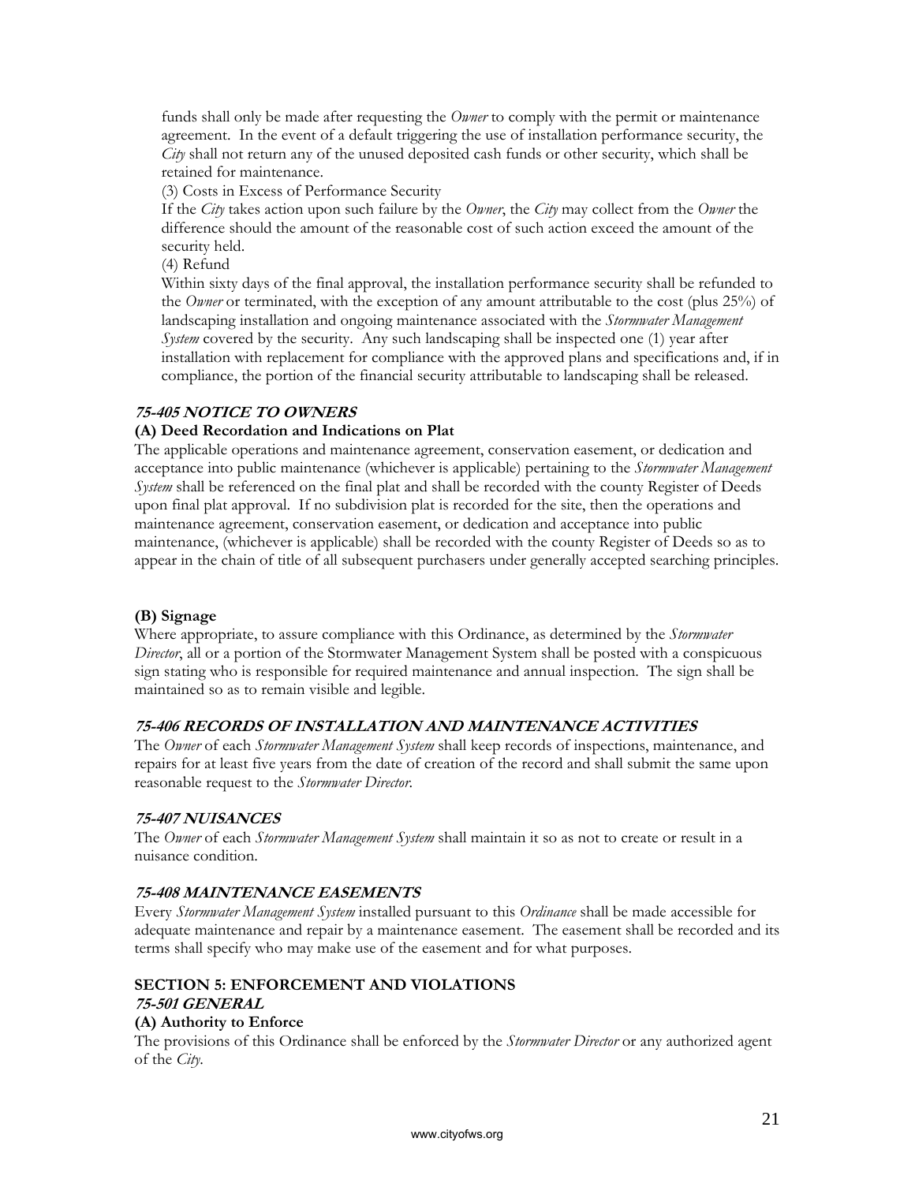funds shall only be made after requesting the *Owner* to comply with the permit or maintenance agreement. In the event of a default triggering the use of installation performance security, the *City* shall not return any of the unused deposited cash funds or other security, which shall be retained for maintenance.

(3) Costs in Excess of Performance Security

If the *City* takes action upon such failure by the *Owner*, the *City* may collect from the *Owner* the difference should the amount of the reasonable cost of such action exceed the amount of the security held.

(4) Refund

Within sixty days of the final approval, the installation performance security shall be refunded to the *Owner* or terminated, with the exception of any amount attributable to the cost (plus 25%) of landscaping installation and ongoing maintenance associated with the *Stormwater Management System* covered by the security. Any such landscaping shall be inspected one (1) year after installation with replacement for compliance with the approved plans and specifications and, if in compliance, the portion of the financial security attributable to landscaping shall be released.

### *75-405 NOTICE TO OWNERS*

**(A) Deed Recordation and Indications on Plat**

The applicable operations and maintenance agreement, conservation easement, or dedication and acceptance into public maintenance (whichever is applicable) pertaining to the *Stormwater Management System* shall be referenced on the final plat and shall be recorded with the county Register of Deeds upon final plat approval. If no subdivision plat is recorded for the site, then the operations and maintenance agreement, conservation easement, or dedication and acceptance into public maintenance, (whichever is applicable) shall be recorded with the county Register of Deeds so as to appear in the chain of title of all subsequent purchasers under generally accepted searching principles.

**(B) Signage**

Where appropriate, to assure compliance with this Ordinance, as determined by the *Stormwater Director*, all or a portion of the Stormwater Management System shall be posted with a conspicuous sign stating who is responsible for required maintenance and annual inspection. The sign shall be maintained so as to remain visible and legible.

### *75-406 RECORDS OF INSTALLATION AND MAINTENANCE ACTIVITIES*

The *Owner* of each *Stormwater Management System* shall keep records of inspections, maintenance, and repairs for at least five years from the date of creation of the record and shall submit the same upon reasonable request to the *Stormwater Director*.

### *75-407 NUISANCES*

The *Owner* of each *Stormwater Management System* shall maintain it so as not to create or result in a nuisance condition.

### *75-408 MAINTENANCE EASEMENTS*

Every *Stormwater Management System* installed pursuant to this *Ordinance* shall be made accessible for adequate maintenance and repair by a maintenance easement. The easement shall be recorded and its terms shall specify who may make use of the easement and for what purposes.

## SECTION 5: ENFORCEMENT AND VIOLATIONS

### *75-501 GENERAL*

**(A) Authority to Enforce**

The provisions of this Ordinance shall be enforced by the *Stormwater Director* or any authorized agent of the *City*.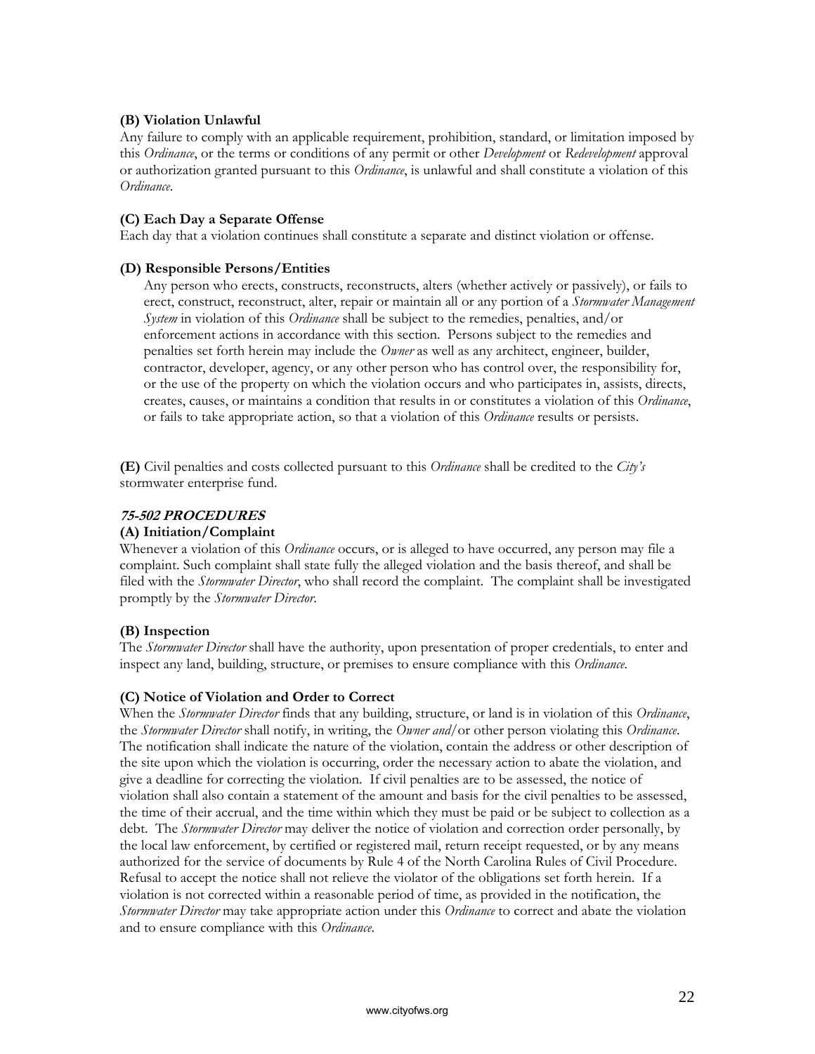**(B) Violation Unlawful**

Any failure to comply with an applicable requirement, prohibition, standard, or limitation imposed by this *Ordinance*, or the terms or conditions of any permit or other *Development* or *Redevelopment* approval or authorization granted pursuant to this *Ordinance*, is unlawful and shall constitute a violation of this *Ordinance*.

**(C) Each Day a Separate Offense**

Each day that a violation continues shall constitute a separate and distinct violation or offense.

**(D) Responsible Persons/Entities**

Any person who erects, constructs, reconstructs, alters (whether actively or passively), or fails to erect, construct, reconstruct, alter, repair or maintain all or any portion of a *Stormwater Management System* in violation of this *Ordinance* shall be subject to the remedies, penalties, and/or enforcement actions in accordance with this section. Persons subject to the remedies and penalties set forth herein may include the *Owner* as well as any architect, engineer, builder, contractor, developer, agency, or any other person who has control over, the responsibility for, or the use of the property on which the violation occurs and who participates in, assists, directs, creates, causes, or maintains a condition that results in or constitutes a violation of this *Ordinance*, or fails to take appropriate action, so that a violation of this *Ordinance* results or persists.

**(E)** Civil penalties and costs collected pursuant to this *Ordinance* shall be credited to the *City's* stormwater enterprise fund.

***75-502 PROCEDURES***

**(A) Initiation/Complaint**

Whenever a violation of this *Ordinance* occurs, or is alleged to have occurred, any person may file a complaint. Such complaint shall state fully the alleged violation and the basis thereof, and shall be filed with the *Stormwater Director*, who shall record the complaint. The complaint shall be investigated promptly by the *Stormwater Director*.

**(B) Inspection**

The *Stormwater Director* shall have the authority, upon presentation of proper credentials, to enter and inspect any land, building, structure, or premises to ensure compliance with this *Ordinance*.

**(C) Notice of Violation and Order to Correct**

When the *Stormwater Director* finds that any building, structure, or land is in violation of this *Ordinance*, the *Stormwater Director* shall notify, in writing, the *Owner and*/or other person violating this *Ordinance*. The notification shall indicate the nature of the violation, contain the address or other description of the site upon which the violation is occurring, order the necessary action to abate the violation, and give a deadline for correcting the violation. If civil penalties are to be assessed, the notice of violation shall also contain a statement of the amount and basis for the civil penalties to be assessed, the time of their accrual, and the time within which they must be paid or be subject to collection as a debt. The *Stormwater Director* may deliver the notice of violation and correction order personally, by the local law enforcement, by certified or registered mail, return receipt requested, or by any means authorized for the service of documents by Rule 4 of the North Carolina Rules of Civil Procedure. Refusal to accept the notice shall not relieve the violator of the obligations set forth herein. If a violation is not corrected within a reasonable period of time, as provided in the notification, the *Stormwater Director* may take appropriate action under this *Ordinance* to correct and abate the violation and to ensure compliance with this *Ordinance*.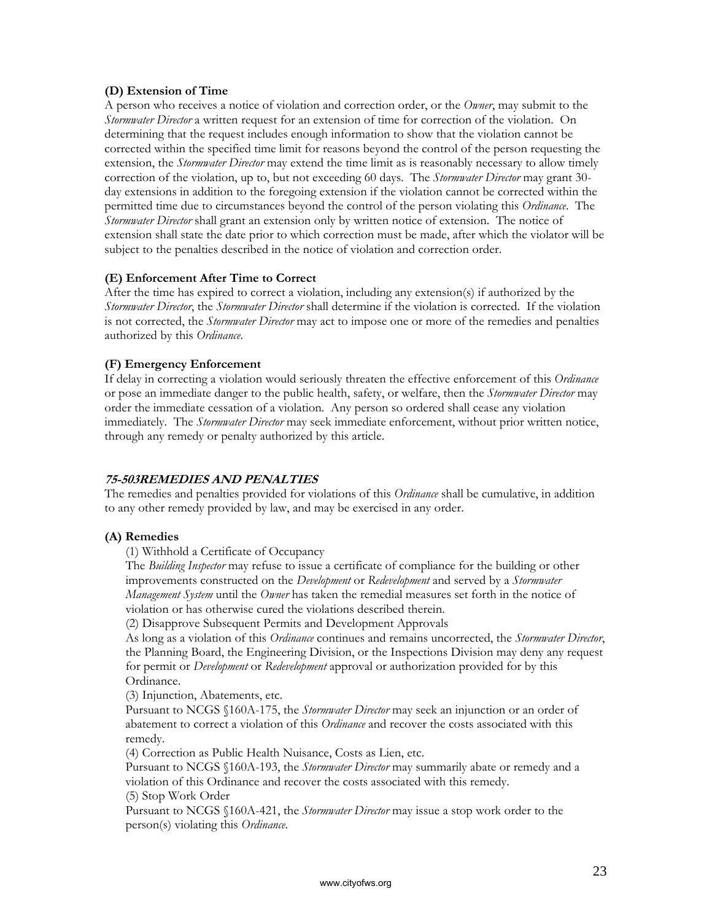**(D) Extension of Time**
A person who receives a notice of violation and correction order, or the *Owner*, may submit to the *Stormwater Director* a written request for an extension of time for correction of the violation. On determining that the request includes enough information to show that the violation cannot be corrected within the specified time limit for reasons beyond the control of the person requesting the extension, the *Stormwater Director* may extend the time limit as is reasonably necessary to allow timely correction of the violation, up to, but not exceeding 60 days. The *Stormwater Director* may grant 30-day extensions in addition to the foregoing extension if the violation cannot be corrected within the permitted time due to circumstances beyond the control of the person violating this *Ordinance*. The *Stormwater Director* shall grant an extension only by written notice of extension. The notice of extension shall state the date prior to which correction must be made, after which the violator will be subject to the penalties described in the notice of violation and correction order.

**(E) Enforcement After Time to Correct**
After the time has expired to correct a violation, including any extension(s) if authorized by the *Stormwater Director*, the *Stormwater Director* shall determine if the violation is corrected. If the violation is not corrected, the *Stormwater Director* may act to impose one or more of the remedies and penalties authorized by this *Ordinance*.

**(F) Emergency Enforcement**
If delay in correcting a violation would seriously threaten the effective enforcement of this *Ordinance* or pose an immediate danger to the public health, safety, or welfare, then the *Stormwater Director* may order the immediate cessation of a violation. Any person so ordered shall cease any violation immediately. The *Stormwater Director* may seek immediate enforcement, without prior written notice, through any remedy or penalty authorized by this article.

## ***75-503REMEDIES AND PENALTIES***

The remedies and penalties provided for violations of this *Ordinance* shall be cumulative, in addition to any other remedy provided by law, and may be exercised in any order.

**(A) Remedies**

(1) Withhold a Certificate of Occupancy
The *Building Inspector* may refuse to issue a certificate of compliance for the building or other improvements constructed on the *Development* or *Redevelopment* and served by a *Stormwater Management System* until the *Owner* has taken the remedial measures set forth in the notice of violation or has otherwise cured the violations described therein.

(2) Disapprove Subsequent Permits and Development Approvals
As long as a violation of this *Ordinance* continues and remains uncorrected, the *Stormwater Director*, the Planning Board, the Engineering Division, or the Inspections Division may deny any request for permit or *Development* or *Redevelopment* approval or authorization provided for by this Ordinance.

(3) Injunction, Abatements, etc.
Pursuant to NCGS §160A-175, the *Stormwater Director* may seek an injunction or an order of abatement to correct a violation of this *Ordinance* and recover the costs associated with this remedy.

(4) Correction as Public Health Nuisance, Costs as Lien, etc.
Pursuant to NCGS §160A-193, the *Stormwater Director* may summarily abate or remedy and a violation of this Ordinance and recover the costs associated with this remedy.

(5) Stop Work Order
Pursuant to NCGS §160A-421, the *Stormwater Director* may issue a stop work order to the person(s) violating this *Ordinance*.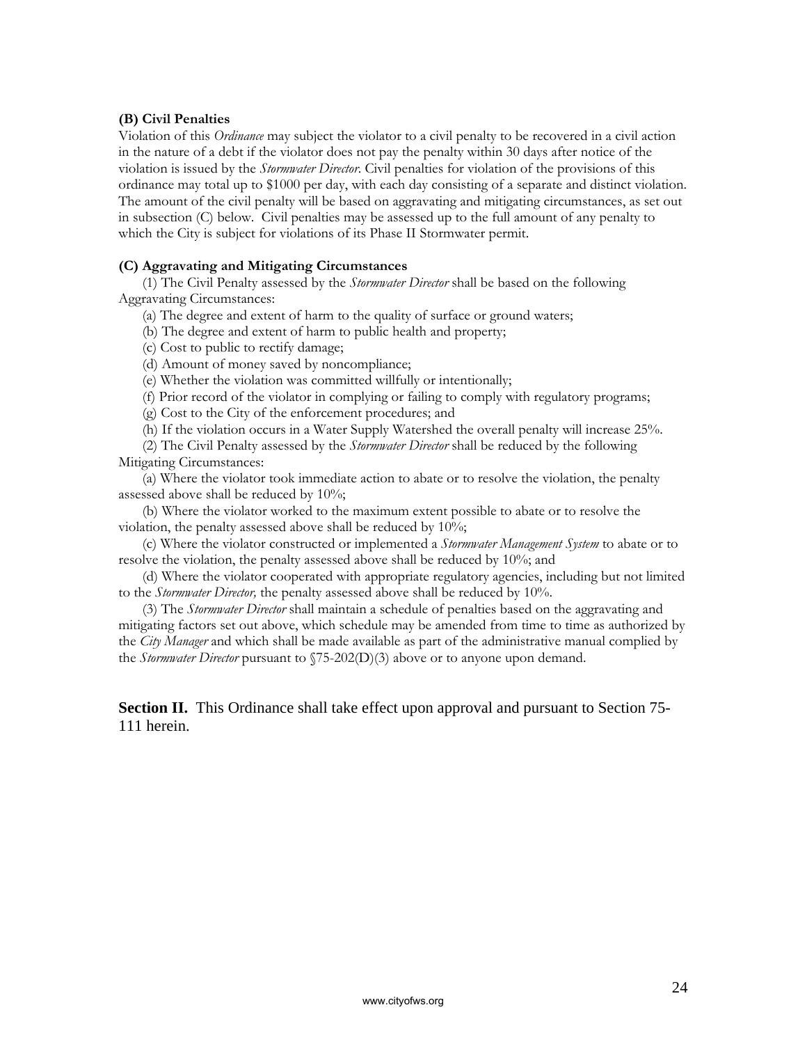**(B) Civil Penalties**

Violation of this *Ordinance* may subject the violator to a civil penalty to be recovered in a civil action in the nature of a debt if the violator does not pay the penalty within 30 days after notice of the violation is issued by the *Stormwater Director*. Civil penalties for violation of the provisions of this ordinance may total up to $1000 per day, with each day consisting of a separate and distinct violation. The amount of the civil penalty will be based on aggravating and mitigating circumstances, as set out in subsection (C) below. Civil penalties may be assessed up to the full amount of any penalty to which the City is subject for violations of its Phase II Stormwater permit.

**(C) Aggravating and Mitigating Circumstances**

(1) The Civil Penalty assessed by the *Stormwater Director* shall be based on the following Aggravating Circumstances:

(a) The degree and extent of harm to the quality of surface or ground waters;

(b) The degree and extent of harm to public health and property;

(c) Cost to public to rectify damage;

(d) Amount of money saved by noncompliance;

(e) Whether the violation was committed willfully or intentionally;

(f) Prior record of the violator in complying or failing to comply with regulatory programs;

(g) Cost to the City of the enforcement procedures; and

(h) If the violation occurs in a Water Supply Watershed the overall penalty will increase 25%.

(2) The Civil Penalty assessed by the *Stormwater Director* shall be reduced by the following Mitigating Circumstances:

(a) Where the violator took immediate action to abate or to resolve the violation, the penalty assessed above shall be reduced by 10%;

(b) Where the violator worked to the maximum extent possible to abate or to resolve the violation, the penalty assessed above shall be reduced by 10%;

(c) Where the violator constructed or implemented a *Stormwater Management System* to abate or to resolve the violation, the penalty assessed above shall be reduced by 10%; and

(d) Where the violator cooperated with appropriate regulatory agencies, including but not limited to the *Stormwater Director,* the penalty assessed above shall be reduced by 10%.

(3) The *Stormwater Director* shall maintain a schedule of penalties based on the aggravating and mitigating factors set out above, which schedule may be amended from time to time as authorized by the *City Manager* and which shall be made available as part of the administrative manual complied by the *Stormwater Director* pursuant to §75-202(D)(3) above or to anyone upon demand.

**Section II.** This Ordinance shall take effect upon approval and pursuant to Section 75-111 herein.